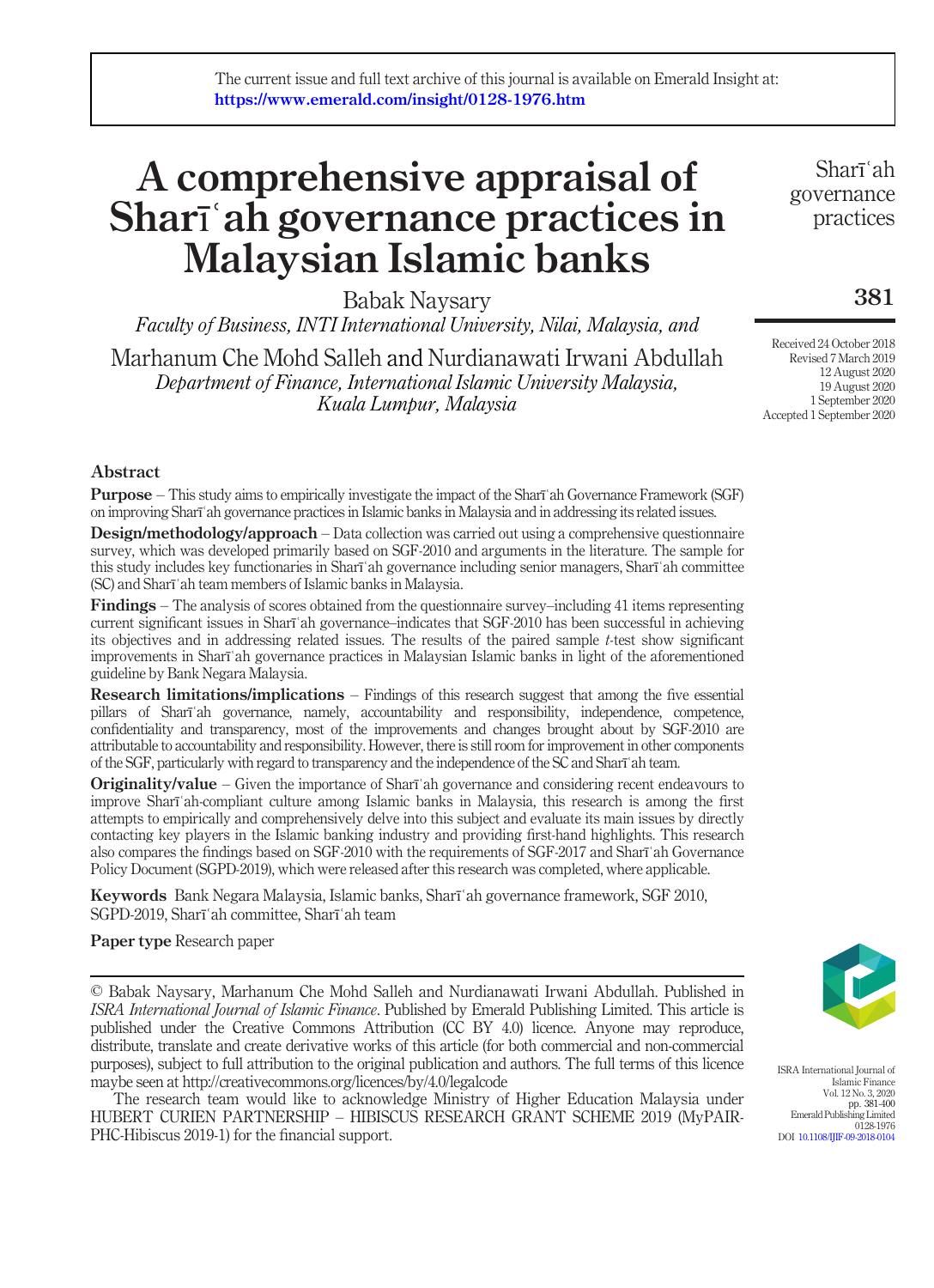The current issue and full text archive of this journal is available on Emerald Insight at: https://www.emerald.com/insight/0128-1976.htm

# A comprehensive appraisal of Sharīʿah governance practices in Malaysian Islamic banks

Babak Naysary

*Faculty of Business, INTI International University, Nilai, Malaysia, and*

Marhanum Che Mohd Salleh and Nurdianawati Irwani Abdullah

*Department of Finance, International Islamic University Malaysia, Kuala Lumpur, Malaysia*

Received 24 October 2018
Revised 7 March 2019
12 August 2020
19 August 2020
1 September 2020
Accepted 1 September 2020

## Abstract

**Purpose** – This study aims to empirically investigate the impact of the Sharīʿah Governance Framework (SGF) on improving Sharīʿah governance practices in Islamic banks in Malaysia and in addressing its related issues.

**Design/methodology/approach** – Data collection was carried out using a comprehensive questionnaire survey, which was developed primarily based on SGF-2010 and arguments in the literature. The sample for this study includes key functionaries in Sharīʿah governance including senior managers, Sharīʿah committee (SC) and Sharīʿah team members of Islamic banks in Malaysia.

**Findings** – The analysis of scores obtained from the questionnaire survey–including 41 items representing current significant issues in Sharīʿah governance–indicates that SGF-2010 has been successful in achieving its objectives and in addressing related issues. The results of the paired sample *t*-test show significant improvements in Sharīʿah governance practices in Malaysian Islamic banks in light of the aforementioned guideline by Bank Negara Malaysia.

**Research limitations/implications** – Findings of this research suggest that among the five essential pillars of Sharīʿah governance, namely, accountability and responsibility, independence, competence, confidentiality and transparency, most of the improvements and changes brought about by SGF-2010 are attributable to accountability and responsibility. However, there is still room for improvement in other components of the SGF, particularly with regard to transparency and the independence of the SC and Sharīʿah team.

**Originality/value** – Given the importance of Sharīʿah governance and considering recent endeavours to improve Sharīʿah-compliant culture among Islamic banks in Malaysia, this research is among the first attempts to empirically and comprehensively delve into this subject and evaluate its main issues by directly contacting key players in the Islamic banking industry and providing first-hand highlights. This research also compares the findings based on SGF-2010 with the requirements of SGF-2017 and Sharīʿah Governance Policy Document (SGPD-2019), which were released after this research was completed, where applicable.

**Keywords** Bank Negara Malaysia, Islamic banks, Sharīʿah governance framework, SGF 2010, SGPD-2019, Sharīʿah committee, Sharīʿah team

**Paper type** Research paper

© Babak Naysary, Marhanum Che Mohd Salleh and Nurdianawati Irwani Abdullah. Published in *ISRA International Journal of Islamic Finance*. Published by Emerald Publishing Limited. This article is published under the Creative Commons Attribution (CC BY 4.0) licence. Anyone may reproduce, distribute, translate and create derivative works of this article (for both commercial and non-commercial purposes), subject to full attribution to the original publication and authors. The full terms of this licence maybe seen at http://creativecommons.org/licences/by/4.0/legalcode

The research team would like to acknowledge Ministry of Higher Education Malaysia under HUBERT CURIEN PARTNERSHIP – HIBISCUS RESEARCH GRANT SCHEME 2019 (MyPAIR-PHC-Hibiscus 2019-1) for the financial support.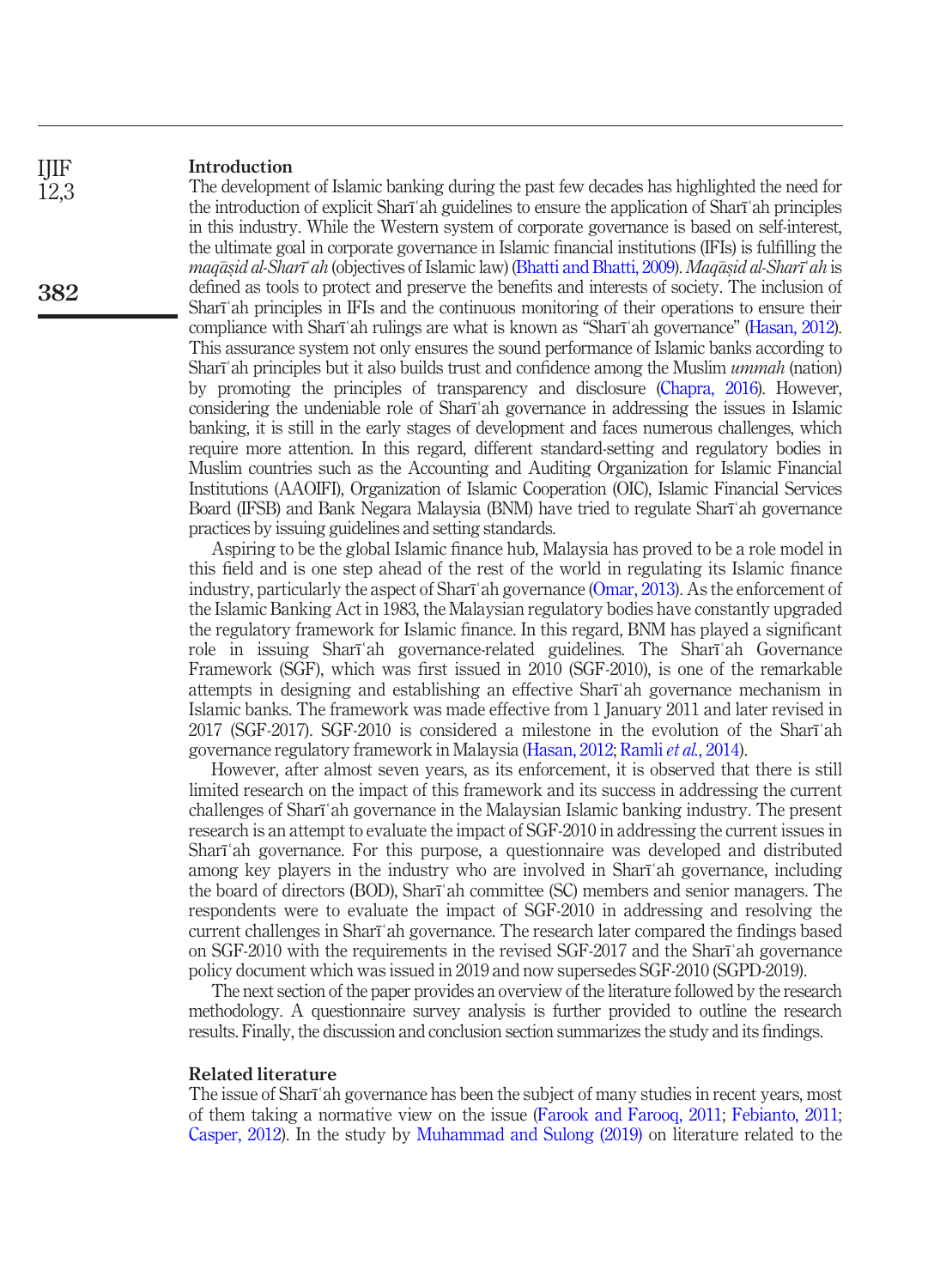## Introduction

The development of Islamic banking during the past few decades has highlighted the need for the introduction of explicit Sharīʿah guidelines to ensure the application of Sharīʿah principles in this industry. While the Western system of corporate governance is based on self-interest, the ultimate goal in corporate governance in Islamic financial institutions (IFIs) is fulfilling the *maqāṣid al-Sharīʿah* (objectives of Islamic law) (Bhatti and Bhatti, 2009). *Maqāṣid al-Sharīʿah* is defined as tools to protect and preserve the benefits and interests of society. The inclusion of Sharīʿah principles in IFIs and the continuous monitoring of their operations to ensure their compliance with Sharīʿah rulings are what is known as "Sharīʿah governance" (Hasan, 2012). This assurance system not only ensures the sound performance of Islamic banks according to Sharīʿah principles but it also builds trust and confidence among the Muslim *ummah* (nation) by promoting the principles of transparency and disclosure (Chapra, 2016). However, considering the undeniable role of Sharīʿah governance in addressing the issues in Islamic banking, it is still in the early stages of development and faces numerous challenges, which require more attention. In this regard, different standard-setting and regulatory bodies in Muslim countries such as the Accounting and Auditing Organization for Islamic Financial Institutions (AAOIFI), Organization of Islamic Cooperation (OIC), Islamic Financial Services Board (IFSB) and Bank Negara Malaysia (BNM) have tried to regulate Sharīʿah governance practices by issuing guidelines and setting standards.

Aspiring to be the global Islamic finance hub, Malaysia has proved to be a role model in this field and is one step ahead of the rest of the world in regulating its Islamic finance industry, particularly the aspect of Sharīʿah governance (Omar, 2013). As the enforcement of the Islamic Banking Act in 1983, the Malaysian regulatory bodies have constantly upgraded the regulatory framework for Islamic finance. In this regard, BNM has played a significant role in issuing Sharīʿah governance-related guidelines. The Sharīʿah Governance Framework (SGF), which was first issued in 2010 (SGF-2010), is one of the remarkable attempts in designing and establishing an effective Sharīʿah governance mechanism in Islamic banks. The framework was made effective from 1 January 2011 and later revised in 2017 (SGF-2017). SGF-2010 is considered a milestone in the evolution of the Sharīʿah governance regulatory framework in Malaysia (Hasan, 2012; Ramli *et al.*, 2014).

However, after almost seven years, as its enforcement, it is observed that there is still limited research on the impact of this framework and its success in addressing the current challenges of Sharīʿah governance in the Malaysian Islamic banking industry. The present research is an attempt to evaluate the impact of SGF-2010 in addressing the current issues in Sharīʿah governance. For this purpose, a questionnaire was developed and distributed among key players in the industry who are involved in Sharīʿah governance, including the board of directors (BOD), Sharīʿah committee (SC) members and senior managers. The respondents were to evaluate the impact of SGF-2010 in addressing and resolving the current challenges in Sharīʿah governance. The research later compared the findings based on SGF-2010 with the requirements in the revised SGF-2017 and the Sharīʿah governance policy document which was issued in 2019 and now supersedes SGF-2010 (SGPD-2019).

The next section of the paper provides an overview of the literature followed by the research methodology. A questionnaire survey analysis is further provided to outline the research results. Finally, the discussion and conclusion section summarizes the study and its findings.

## Related literature

The issue of Sharīʿah governance has been the subject of many studies in recent years, most of them taking a normative view on the issue (Farook and Farooq, 2011; Febianto, 2011; Casper, 2012). In the study by Muhammad and Sulong (2019) on literature related to the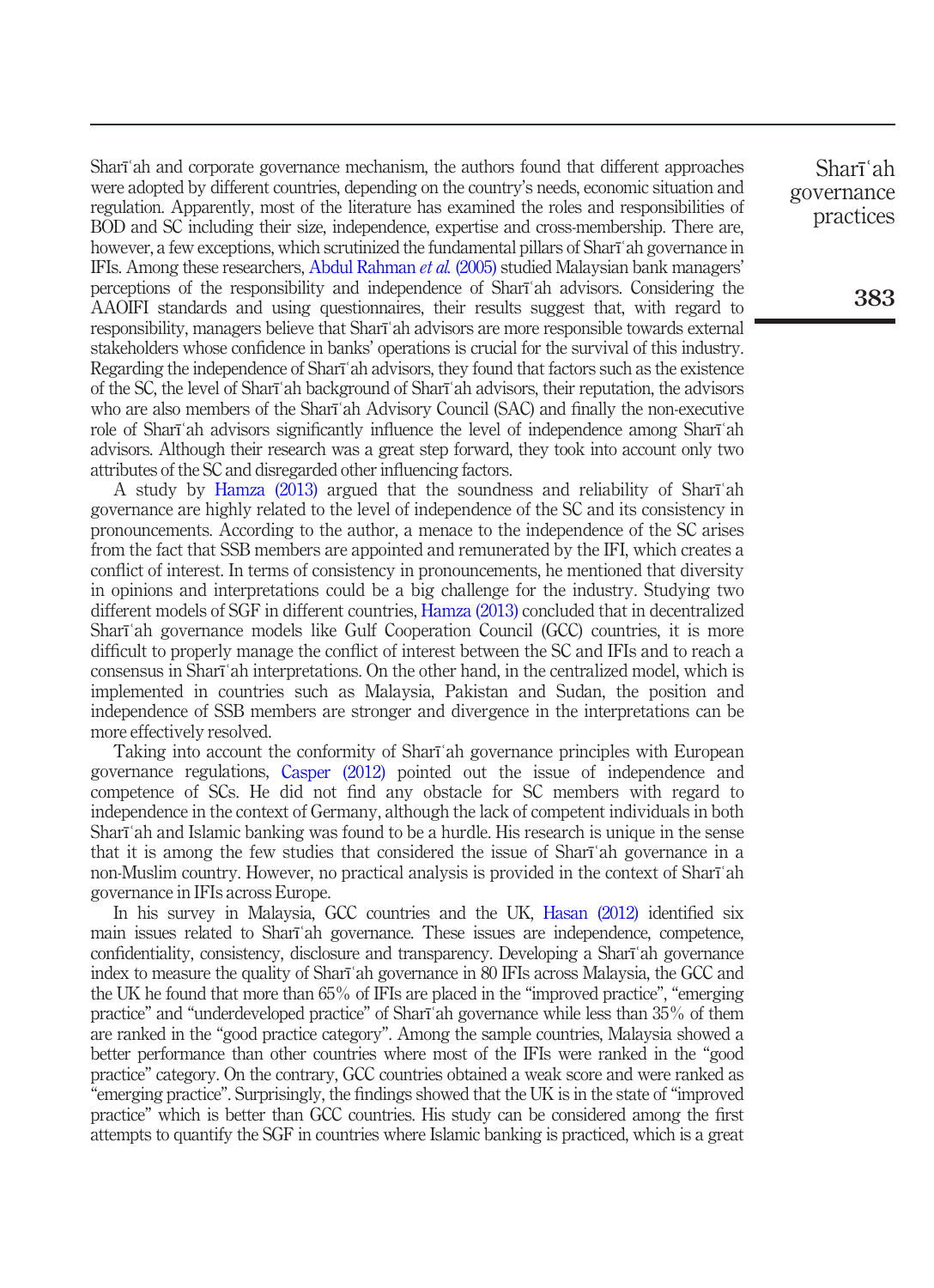Sharīʿah and corporate governance mechanism, the authors found that different approaches were adopted by different countries, depending on the country's needs, economic situation and regulation. Apparently, most of the literature has examined the roles and responsibilities of BOD and SC including their size, independence, expertise and cross-membership. There are, however, a few exceptions, which scrutinized the fundamental pillars of Sharīʿah governance in IFIs. Among these researchers, Abdul Rahman *et al.* (2005) studied Malaysian bank managers' perceptions of the responsibility and independence of Sharīʿah advisors. Considering the AAOIFI standards and using questionnaires, their results suggest that, with regard to responsibility, managers believe that Sharīʿah advisors are more responsible towards external stakeholders whose confidence in banks' operations is crucial for the survival of this industry. Regarding the independence of Sharīʿah advisors, they found that factors such as the existence of the SC, the level of Sharīʿah background of Sharīʿah advisors, their reputation, the advisors who are also members of the Sharīʿah Advisory Council (SAC) and finally the non-executive role of Sharīʿah advisors significantly influence the level of independence among Sharīʿah advisors. Although their research was a great step forward, they took into account only two attributes of the SC and disregarded other influencing factors.

A study by Hamza (2013) argued that the soundness and reliability of Sharīʿah governance are highly related to the level of independence of the SC and its consistency in pronouncements. According to the author, a menace to the independence of the SC arises from the fact that SSB members are appointed and remunerated by the IFI, which creates a conflict of interest. In terms of consistency in pronouncements, he mentioned that diversity in opinions and interpretations could be a big challenge for the industry. Studying two different models of SGF in different countries, Hamza (2013) concluded that in decentralized Sharīʿah governance models like Gulf Cooperation Council (GCC) countries, it is more difficult to properly manage the conflict of interest between the SC and IFIs and to reach a consensus in Sharīʿah interpretations. On the other hand, in the centralized model, which is implemented in countries such as Malaysia, Pakistan and Sudan, the position and independence of SSB members are stronger and divergence in the interpretations can be more effectively resolved.

Taking into account the conformity of Sharīʿah governance principles with European governance regulations, Casper (2012) pointed out the issue of independence and competence of SCs. He did not find any obstacle for SC members with regard to independence in the context of Germany, although the lack of competent individuals in both Sharīʿah and Islamic banking was found to be a hurdle. His research is unique in the sense that it is among the few studies that considered the issue of Sharīʿah governance in a non-Muslim country. However, no practical analysis is provided in the context of Sharīʿah governance in IFIs across Europe.

In his survey in Malaysia, GCC countries and the UK, Hasan (2012) identified six main issues related to Sharīʿah governance. These issues are independence, competence, confidentiality, consistency, disclosure and transparency. Developing a Sharīʿah governance index to measure the quality of Sharīʿah governance in 80 IFIs across Malaysia, the GCC and the UK he found that more than 65% of IFIs are placed in the "improved practice", "emerging practice" and "underdeveloped practice" of Sharīʿah governance while less than 35% of them are ranked in the "good practice category". Among the sample countries, Malaysia showed a better performance than other countries where most of the IFIs were ranked in the "good practice" category. On the contrary, GCC countries obtained a weak score and were ranked as "emerging practice". Surprisingly, the findings showed that the UK is in the state of "improved practice" which is better than GCC countries. His study can be considered among the first attempts to quantify the SGF in countries where Islamic banking is practiced, which is a great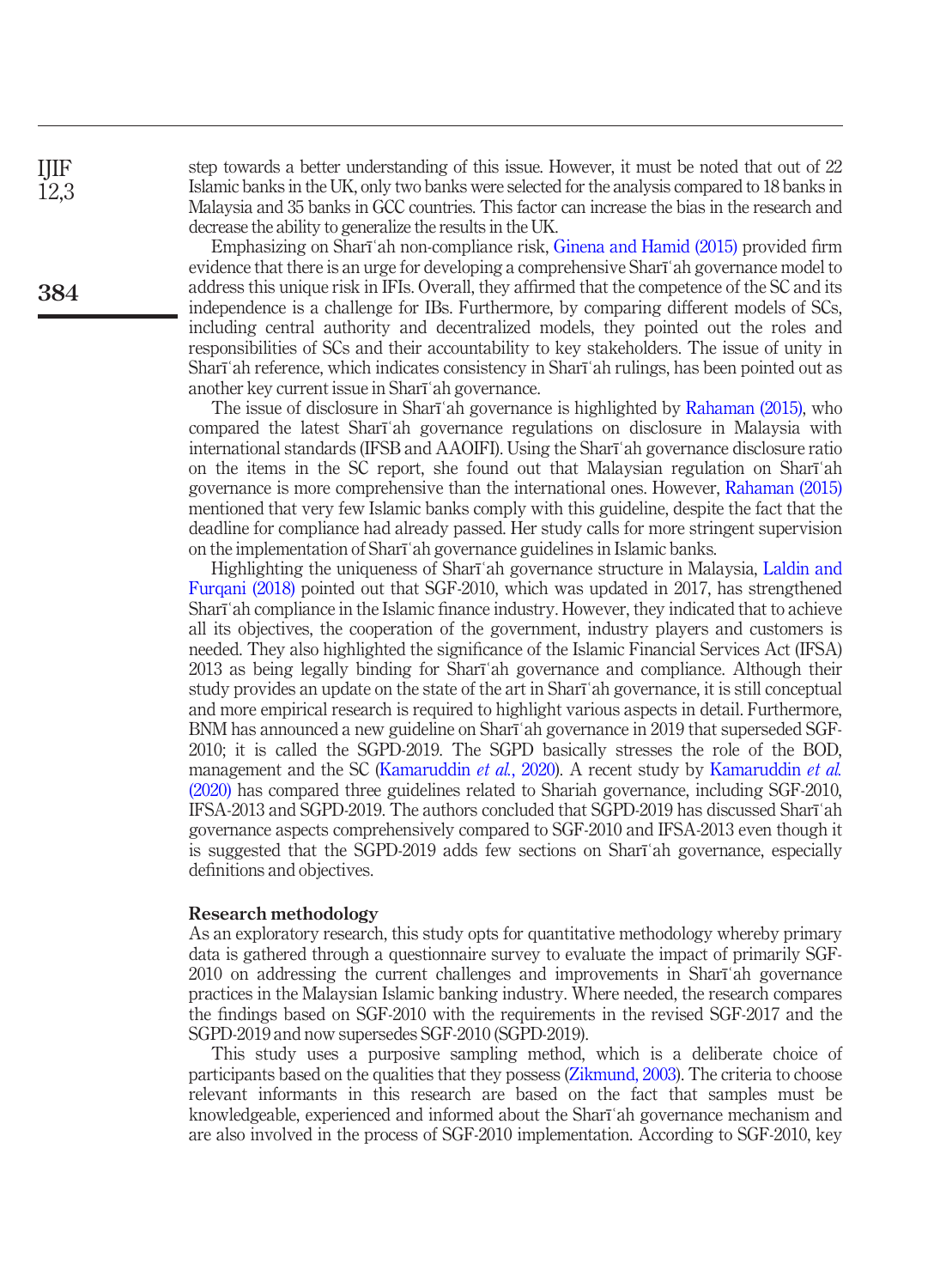step towards a better understanding of this issue. However, it must be noted that out of 22 Islamic banks in the UK, only two banks were selected for the analysis compared to 18 banks in Malaysia and 35 banks in GCC countries. This factor can increase the bias in the research and decrease the ability to generalize the results in the UK.

Emphasizing on Sharīʿah non-compliance risk, Ginena and Hamid (2015) provided firm evidence that there is an urge for developing a comprehensive Sharīʿah governance model to address this unique risk in IFIs. Overall, they affirmed that the competence of the SC and its independence is a challenge for IBs. Furthermore, by comparing different models of SCs, including central authority and decentralized models, they pointed out the roles and responsibilities of SCs and their accountability to key stakeholders. The issue of unity in Sharīʿah reference, which indicates consistency in Sharīʿah rulings, has been pointed out as another key current issue in Sharīʿah governance.

The issue of disclosure in Sharīʿah governance is highlighted by Rahaman (2015), who compared the latest Sharīʿah governance regulations on disclosure in Malaysia with international standards (IFSB and AAOIFI). Using the Sharīʿah governance disclosure ratio on the items in the SC report, she found out that Malaysian regulation on Sharīʿah governance is more comprehensive than the international ones. However, Rahaman (2015) mentioned that very few Islamic banks comply with this guideline, despite the fact that the deadline for compliance had already passed. Her study calls for more stringent supervision on the implementation of Sharīʿah governance guidelines in Islamic banks.

Highlighting the uniqueness of Sharīʿah governance structure in Malaysia, Laldin and Furqani (2018) pointed out that SGF-2010, which was updated in 2017, has strengthened Sharīʿah compliance in the Islamic finance industry. However, they indicated that to achieve all its objectives, the cooperation of the government, industry players and customers is needed. They also highlighted the significance of the Islamic Financial Services Act (IFSA) 2013 as being legally binding for Sharīʿah governance and compliance. Although their study provides an update on the state of the art in Sharīʿah governance, it is still conceptual and more empirical research is required to highlight various aspects in detail. Furthermore, BNM has announced a new guideline on Sharīʿah governance in 2019 that superseded SGF-2010; it is called the SGPD-2019. The SGPD basically stresses the role of the BOD, management and the SC (Kamaruddin *et al.*, 2020). A recent study by Kamaruddin *et al.* (2020) has compared three guidelines related to Shariah governance, including SGF-2010, IFSA-2013 and SGPD-2019. The authors concluded that SGPD-2019 has discussed Sharīʿah governance aspects comprehensively compared to SGF-2010 and IFSA-2013 even though it is suggested that the SGPD-2019 adds few sections on Sharīʿah governance, especially definitions and objectives.

## Research methodology

As an exploratory research, this study opts for quantitative methodology whereby primary data is gathered through a questionnaire survey to evaluate the impact of primarily SGF-2010 on addressing the current challenges and improvements in Sharīʿah governance practices in the Malaysian Islamic banking industry. Where needed, the research compares the findings based on SGF-2010 with the requirements in the revised SGF-2017 and the SGPD-2019 and now supersedes SGF-2010 (SGPD-2019).

This study uses a purposive sampling method, which is a deliberate choice of participants based on the qualities that they possess (Zikmund, 2003). The criteria to choose relevant informants in this research are based on the fact that samples must be knowledgeable, experienced and informed about the Sharīʿah governance mechanism and are also involved in the process of SGF-2010 implementation. According to SGF-2010, key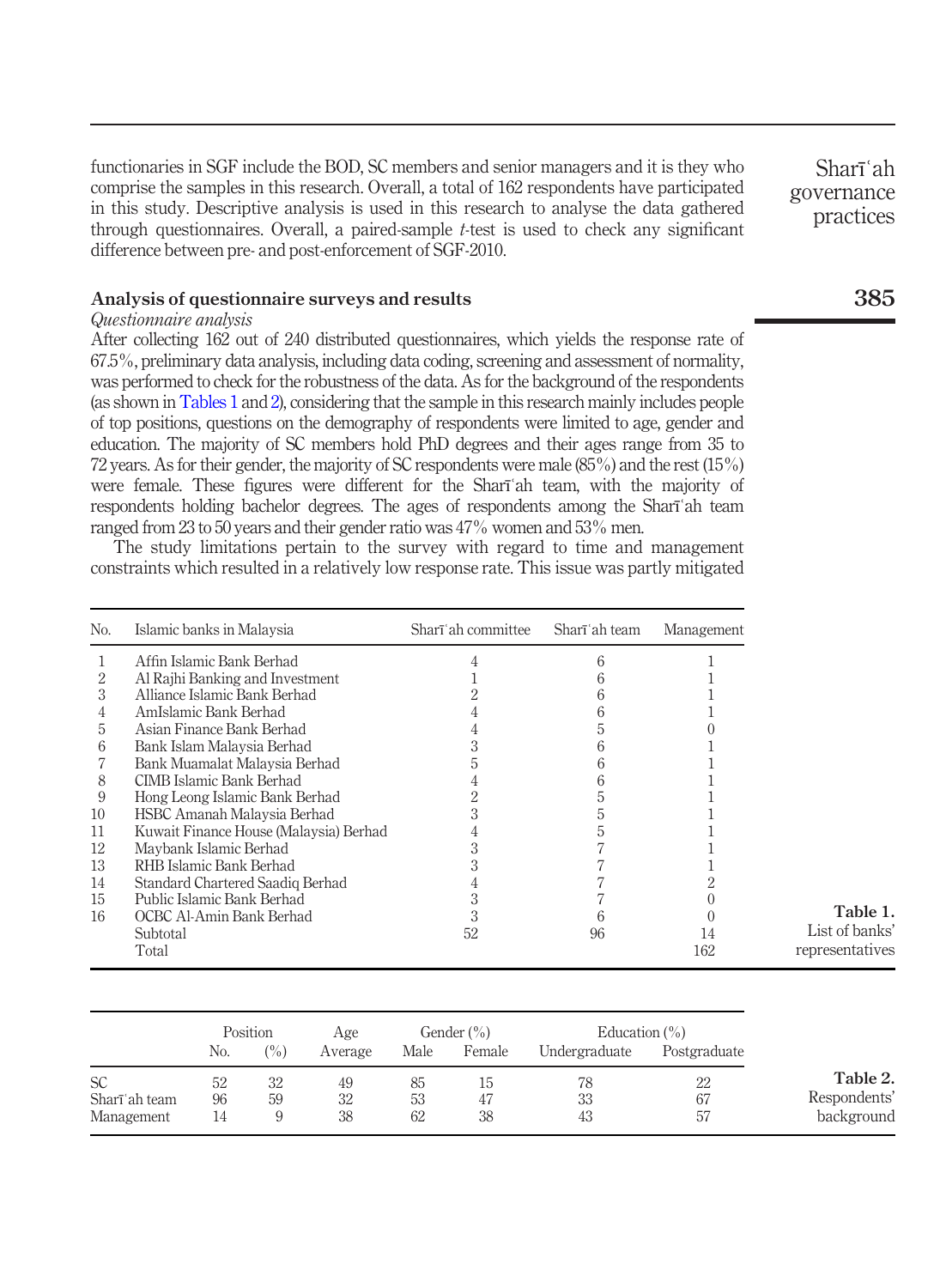functionaries in SGF include the BOD, SC members and senior managers and it is they who comprise the samples in this research. Overall, a total of 162 respondents have participated in this study. Descriptive analysis is used in this research to analyse the data gathered through questionnaires. Overall, a paired-sample *t*-test is used to check any significant difference between pre- and post-enforcement of SGF-2010.

## Analysis of questionnaire surveys and results

*Questionnaire analysis*

After collecting 162 out of 240 distributed questionnaires, which yields the response rate of 67.5%, preliminary data analysis, including data coding, screening and assessment of normality, was performed to check for the robustness of the data. As for the background of the respondents (as shown in Tables 1 and 2), considering that the sample in this research mainly includes people of top positions, questions on the demography of respondents were limited to age, gender and education. The majority of SC members hold PhD degrees and their ages range from 35 to 72 years. As for their gender, the majority of SC respondents were male (85%) and the rest (15%) were female. These figures were different for the Sharīʿah team, with the majority of respondents holding bachelor degrees. The ages of respondents among the Sharīʿah team ranged from 23 to 50 years and their gender ratio was 47% women and 53% men.

The study limitations pertain to the survey with regard to time and management constraints which resulted in a relatively low response rate. This issue was partly mitigated

| No. | Islamic banks in Malaysia | Sharīʿah committee | Sharīʿah team | Management |
|---|---|---|---|---|
| 1 | Affin Islamic Bank Berhad | 4 | 6 | 1 |
| 2 | Al Rajhi Banking and Investment | 1 | 6 | 1 |
| 3 | Alliance Islamic Bank Berhad | 2 | 6 | 1 |
| 4 | AmIslamic Bank Berhad | 4 | 6 | 1 |
| 5 | Asian Finance Bank Berhad | 4 | 5 | 0 |
| 6 | Bank Islam Malaysia Berhad | 3 | 6 | 1 |
| 7 | Bank Muamalat Malaysia Berhad | 5 | 6 | 1 |
| 8 | CIMB Islamic Bank Berhad | 4 | 6 | 1 |
| 9 | Hong Leong Islamic Bank Berhad | 2 | 5 | 1 |
| 10 | HSBC Amanah Malaysia Berhad | 3 | 5 | 1 |
| 11 | Kuwait Finance House (Malaysia) Berhad | 4 | 5 | 1 |
| 12 | Maybank Islamic Berhad | 3 | 7 | 1 |
| 13 | RHB Islamic Bank Berhad | 3 | 7 | 1 |
| 14 | Standard Chartered Saadiq Berhad | 4 | 7 | 2 |
| 15 | Public Islamic Bank Berhad | 3 | 7 | 0 |
| 16 | OCBC Al-Amin Bank Berhad | 3 | 6 | 0 |
| | Subtotal | 52 | 96 | 14 |
| | Total | | | 162 |

**Table 1.** List of banks' representatives

| | Position | | Age | Gender (%) | | Education (%) | |
|---|---|---|---|---|---|---|---|
| | No. | (%) | Average | Male | Female | Undergraduate | Postgraduate |
| SC | 52 | 32 | 49 | 85 | 15 | 78 | 22 |
| Sharīʿah team | 96 | 59 | 32 | 53 | 47 | 33 | 67 |
| Management | 14 | 9 | 38 | 62 | 38 | 43 | 57 |

**Table 2.** Respondents' background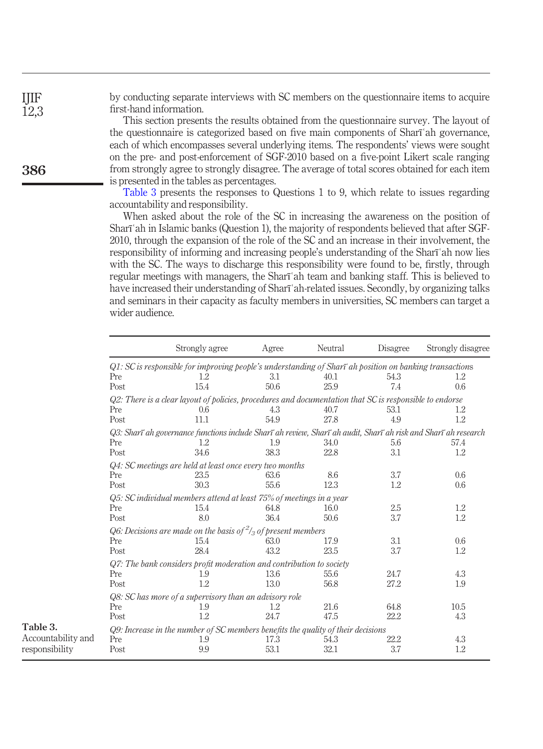by conducting separate interviews with SC members on the questionnaire items to acquire first-hand information.

This section presents the results obtained from the questionnaire survey. The layout of the questionnaire is categorized based on five main components of Sharīʿah governance, each of which encompasses several underlying items. The respondents' views were sought on the pre- and post-enforcement of SGF-2010 based on a five-point Likert scale ranging from strongly agree to strongly disagree. The average of total scores obtained for each item is presented in the tables as percentages.

Table 3 presents the responses to Questions 1 to 9, which relate to issues regarding accountability and responsibility.

When asked about the role of the SC in increasing the awareness on the position of Sharīʿah in Islamic banks (Question 1), the majority of respondents believed that after SGF-2010, through the expansion of the role of the SC and an increase in their involvement, the responsibility of informing and increasing people's understanding of the Sharīʿah now lies with the SC. The ways to discharge this responsibility were found to be, firstly, through regular meetings with managers, the Sharīʿah team and banking staff. This is believed to have increased their understanding of Sharīʿah-related issues. Secondly, by organizing talks and seminars in their capacity as faculty members in universities, SC members can target a wider audience.

**Table 3.** Accountability and responsibility

| | Strongly agree | Agree | Neutral | Disagree | Strongly disagree |
|---|---|---|---|---|---|
| *Q1: SC is responsible for improving people's understanding of Sharīʿah position on banking transactions* | | | | | |
| Pre | 1.2 | 3.1 | 40.1 | 54.3 | 1.2 |
| Post | 15.4 | 50.6 | 25.9 | 7.4 | 0.6 |
| *Q2: There is a clear layout of policies, procedures and documentation that SC is responsible to endorse* | | | | | |
| Pre | 0.6 | 4.3 | 40.7 | 53.1 | 1.2 |
| Post | 11.1 | 54.9 | 27.8 | 4.9 | 1.2 |
| *Q3: Sharīʿah governance functions include Sharīʿah review, Sharīʿah audit, Sharīʿah risk and Sharīʿah research* | | | | | |
| Pre | 1.2 | 1.9 | 34.0 | 5.6 | 57.4 |
| Post | 34.6 | 38.3 | 22.8 | 3.1 | 1.2 |
| *Q4: SC meetings are held at least once every two months* | | | | | |
| Pre | 23.5 | 63.6 | 8.6 | 3.7 | 0.6 |
| Post | 30.3 | 55.6 | 12.3 | 1.2 | 0.6 |
| *Q5: SC individual members attend at least 75% of meetings in a year* | | | | | |
| Pre | 15.4 | 64.8 | 16.0 | 2.5 | 1.2 |
| Post | 8.0 | 36.4 | 50.6 | 3.7 | 1.2 |
| *Q6: Decisions are made on the basis of $^{2}/_{3}$ of present members* | | | | | |
| Pre | 15.4 | 63.0 | 17.9 | 3.1 | 0.6 |
| Post | 28.4 | 43.2 | 23.5 | 3.7 | 1.2 |
| *Q7: The bank considers profit moderation and contribution to society* | | | | | |
| Pre | 1.9 | 13.6 | 55.6 | 24.7 | 4.3 |
| Post | 1.2 | 13.0 | 56.8 | 27.2 | 1.9 |
| *Q8: SC has more of a supervisory than an advisory role* | | | | | |
| Pre | 1.9 | 1.2 | 21.6 | 64.8 | 10.5 |
| Post | 1.2 | 24.7 | 47.5 | 22.2 | 4.3 |
| *Q9: Increase in the number of SC members benefits the quality of their decisions* | | | | | |
| Pre | 1.9 | 17.3 | 54.3 | 22.2 | 4.3 |
| Post | 9.9 | 53.1 | 32.1 | 3.7 | 1.2 |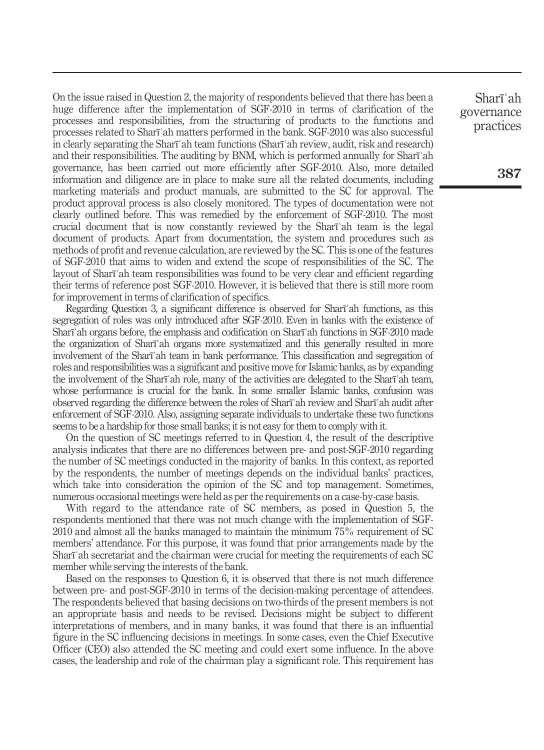On the issue raised in Question 2, the majority of respondents believed that there has been a huge difference after the implementation of SGF-2010 in terms of clarification of the processes and responsibilities, from the structuring of products to the functions and processes related to Sharīʿah matters performed in the bank. SGF-2010 was also successful in clearly separating the Sharīʿah team functions (Sharīʿah review, audit, risk and research) and their responsibilities. The auditing by BNM, which is performed annually for Sharīʿah governance, has been carried out more efficiently after SGF-2010. Also, more detailed information and diligence are in place to make sure all the related documents, including marketing materials and product manuals, are submitted to the SC for approval. The product approval process is also closely monitored. The types of documentation were not clearly outlined before. This was remedied by the enforcement of SGF-2010. The most crucial document that is now constantly reviewed by the Sharīʿah team is the legal document of products. Apart from documentation, the system and procedures such as methods of profit and revenue calculation, are reviewed by the SC. This is one of the features of SGF-2010 that aims to widen and extend the scope of responsibilities of the SC. The layout of Sharīʿah team responsibilities was found to be very clear and efficient regarding their terms of reference post SGF-2010. However, it is believed that there is still more room for improvement in terms of clarification of specifics.

Regarding Question 3, a significant difference is observed for Sharīʿah functions, as this segregation of roles was only introduced after SGF-2010. Even in banks with the existence of Sharīʿah organs before, the emphasis and codification on Sharīʿah functions in SGF-2010 made the organization of Sharīʿah organs more systematized and this generally resulted in more involvement of the Sharīʿah team in bank performance. This classification and segregation of roles and responsibilities was a significant and positive move for Islamic banks, as by expanding the involvement of the Sharīʿah role, many of the activities are delegated to the Sharīʿah team, whose performance is crucial for the bank. In some smaller Islamic banks, confusion was observed regarding the difference between the roles of Sharīʿah review and Sharīʿah audit after enforcement of SGF-2010. Also, assigning separate individuals to undertake these two functions seems to be a hardship for those small banks; it is not easy for them to comply with it.

On the question of SC meetings referred to in Question 4, the result of the descriptive analysis indicates that there are no differences between pre- and post-SGF-2010 regarding the number of SC meetings conducted in the majority of banks. In this context, as reported by the respondents, the number of meetings depends on the individual banks' practices, which take into consideration the opinion of the SC and top management. Sometimes, numerous occasional meetings were held as per the requirements on a case-by-case basis.

With regard to the attendance rate of SC members, as posed in Question 5, the respondents mentioned that there was not much change with the implementation of SGF-2010 and almost all the banks managed to maintain the minimum 75% requirement of SC members' attendance. For this purpose, it was found that prior arrangements made by the Sharīʿah secretariat and the chairman were crucial for meeting the requirements of each SC member while serving the interests of the bank.

Based on the responses to Question 6, it is observed that there is not much difference between pre- and post-SGF-2010 in terms of the decision-making percentage of attendees. The respondents believed that basing decisions on two-thirds of the present members is not an appropriate basis and needs to be revised. Decisions might be subject to different interpretations of members, and in many banks, it was found that there is an influential figure in the SC influencing decisions in meetings. In some cases, even the Chief Executive Officer (CEO) also attended the SC meeting and could exert some influence. In the above cases, the leadership and role of the chairman play a significant role. This requirement has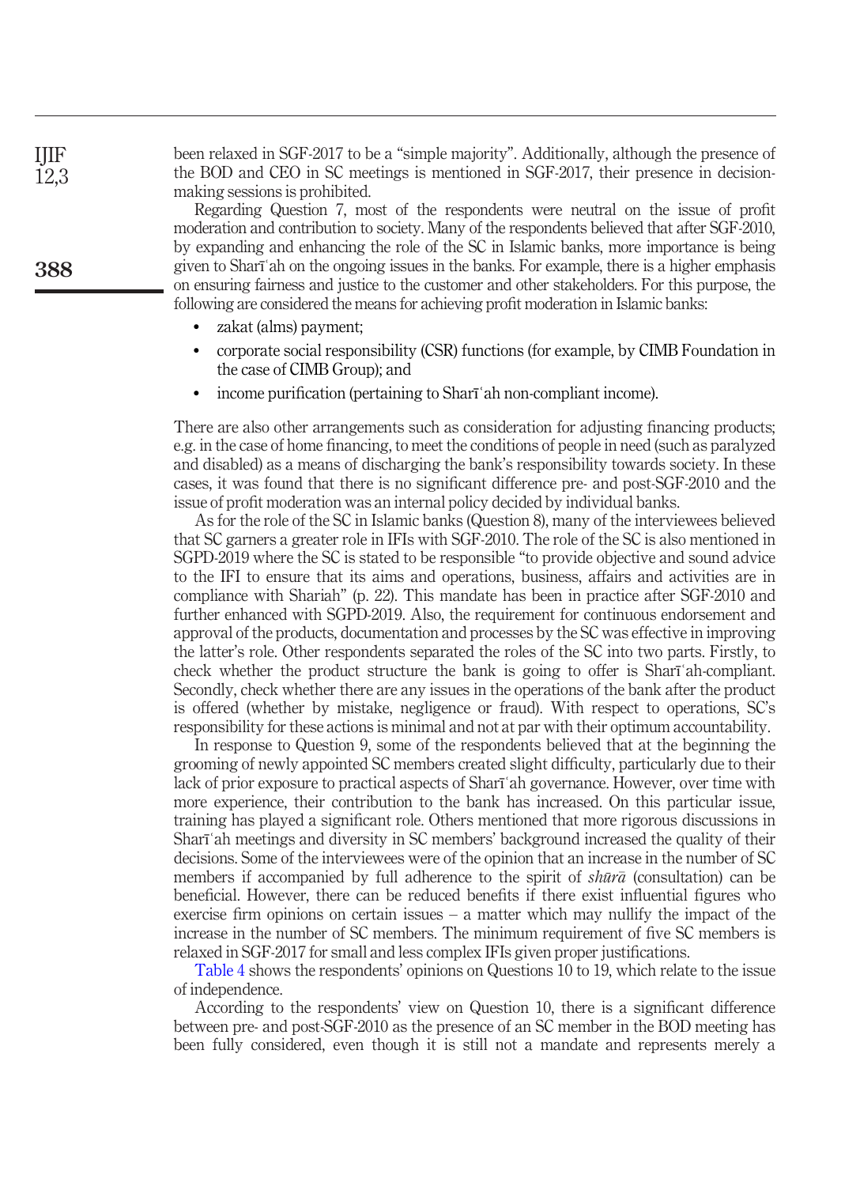been relaxed in SGF-2017 to be a "simple majority". Additionally, although the presence of the BOD and CEO in SC meetings is mentioned in SGF-2017, their presence in decision-making sessions is prohibited.

Regarding Question 7, most of the respondents were neutral on the issue of profit moderation and contribution to society. Many of the respondents believed that after SGF-2010, by expanding and enhancing the role of the SC in Islamic banks, more importance is being given to Sharīʿah on the ongoing issues in the banks. For example, there is a higher emphasis on ensuring fairness and justice to the customer and other stakeholders. For this purpose, the following are considered the means for achieving profit moderation in Islamic banks:

- zakat (alms) payment;
- corporate social responsibility (CSR) functions (for example, by CIMB Foundation in the case of CIMB Group); and
- income purification (pertaining to Sharīʿah non-compliant income).

There are also other arrangements such as consideration for adjusting financing products; e.g. in the case of home financing, to meet the conditions of people in need (such as paralyzed and disabled) as a means of discharging the bank's responsibility towards society. In these cases, it was found that there is no significant difference pre- and post-SGF-2010 and the issue of profit moderation was an internal policy decided by individual banks.

As for the role of the SC in Islamic banks (Question 8), many of the interviewees believed that SC garners a greater role in IFIs with SGF-2010. The role of the SC is also mentioned in SGPD-2019 where the SC is stated to be responsible "to provide objective and sound advice to the IFI to ensure that its aims and operations, business, affairs and activities are in compliance with Shariah" (p. 22). This mandate has been in practice after SGF-2010 and further enhanced with SGPD-2019. Also, the requirement for continuous endorsement and approval of the products, documentation and processes by the SC was effective in improving the latter's role. Other respondents separated the roles of the SC into two parts. Firstly, to check whether the product structure the bank is going to offer is Sharīʿah-compliant. Secondly, check whether there are any issues in the operations of the bank after the product is offered (whether by mistake, negligence or fraud). With respect to operations, SC's responsibility for these actions is minimal and not at par with their optimum accountability.

In response to Question 9, some of the respondents believed that at the beginning the grooming of newly appointed SC members created slight difficulty, particularly due to their lack of prior exposure to practical aspects of Sharīʿah governance. However, over time with more experience, their contribution to the bank has increased. On this particular issue, training has played a significant role. Others mentioned that more rigorous discussions in Sharīʿah meetings and diversity in SC members' background increased the quality of their decisions. Some of the interviewees were of the opinion that an increase in the number of SC members if accompanied by full adherence to the spirit of *shūrā* (consultation) can be beneficial. However, there can be reduced benefits if there exist influential figures who exercise firm opinions on certain issues – a matter which may nullify the impact of the increase in the number of SC members. The minimum requirement of five SC members is relaxed in SGF-2017 for small and less complex IFIs given proper justifications.

Table 4 shows the respondents' opinions on Questions 10 to 19, which relate to the issue of independence.

According to the respondents' view on Question 10, there is a significant difference between pre- and post-SGF-2010 as the presence of an SC member in the BOD meeting has been fully considered, even though it is still not a mandate and represents merely a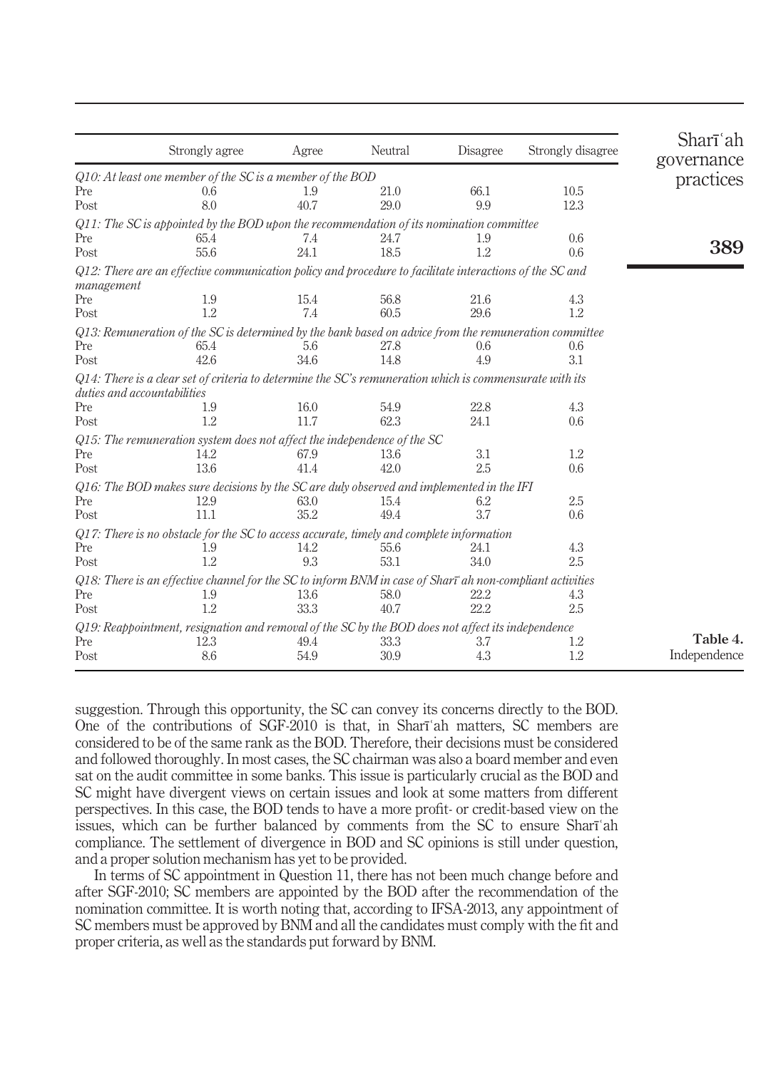| | Strongly agree | Agree | Neutral | Disagree | Strongly disagree |
|---|---|---|---|---|---|
| *Q10: At least one member of the SC is a member of the BOD* | | | | | |
| Pre | 0.6 | 1.9 | 21.0 | 66.1 | 10.5 |
| Post | 8.0 | 40.7 | 29.0 | 9.9 | 12.3 |
| *Q11: The SC is appointed by the BOD upon the recommendation of its nomination committee* | | | | | |
| Pre | 65.4 | 7.4 | 24.7 | 1.9 | 0.6 |
| Post | 55.6 | 24.1 | 18.5 | 1.2 | 0.6 |
| *Q12: There are an effective communication policy and procedure to facilitate interactions of the SC and management* | | | | | |
| Pre | 1.9 | 15.4 | 56.8 | 21.6 | 4.3 |
| Post | 1.2 | 7.4 | 60.5 | 29.6 | 1.2 |
| *Q13: Remuneration of the SC is determined by the bank based on advice from the remuneration committee* | | | | | |
| Pre | 65.4 | 5.6 | 27.8 | 0.6 | 0.6 |
| Post | 42.6 | 34.6 | 14.8 | 4.9 | 3.1 |
| *Q14: There is a clear set of criteria to determine the SC's remuneration which is commensurate with its duties and accountabilities* | | | | | |
| Pre | 1.9 | 16.0 | 54.9 | 22.8 | 4.3 |
| Post | 1.2 | 11.7 | 62.3 | 24.1 | 0.6 |
| *Q15: The remuneration system does not affect the independence of the SC* | | | | | |
| Pre | 14.2 | 67.9 | 13.6 | 3.1 | 1.2 |
| Post | 13.6 | 41.4 | 42.0 | 2.5 | 0.6 |
| *Q16: The BOD makes sure decisions by the SC are duly observed and implemented in the IFI* | | | | | |
| Pre | 12.9 | 63.0 | 15.4 | 6.2 | 2.5 |
| Post | 11.1 | 35.2 | 49.4 | 3.7 | 0.6 |
| *Q17: There is no obstacle for the SC to access accurate, timely and complete information* | | | | | |
| Pre | 1.9 | 14.2 | 55.6 | 24.1 | 4.3 |
| Post | 1.2 | 9.3 | 53.1 | 34.0 | 2.5 |
| *Q18: There is an effective channel for the SC to inform BNM in case of Sharīʿah non-compliant activities* | | | | | |
| Pre | 1.9 | 13.6 | 58.0 | 22.2 | 4.3 |
| Post | 1.2 | 33.3 | 40.7 | 22.2 | 2.5 |
| *Q19: Reappointment, resignation and removal of the SC by the BOD does not affect its independence* | | | | | |
| Pre | 12.3 | 49.4 | 33.3 | 3.7 | 1.2 |
| Post | 8.6 | 54.9 | 30.9 | 4.3 | 1.2 |

**Table 4.** Independence

suggestion. Through this opportunity, the SC can convey its concerns directly to the BOD. One of the contributions of SGF-2010 is that, in Sharīʿah matters, SC members are considered to be of the same rank as the BOD. Therefore, their decisions must be considered and followed thoroughly. In most cases, the SC chairman was also a board member and even sat on the audit committee in some banks. This issue is particularly crucial as the BOD and SC might have divergent views on certain issues and look at some matters from different perspectives. In this case, the BOD tends to have a more profit- or credit-based view on the issues, which can be further balanced by comments from the SC to ensure Sharīʿah compliance. The settlement of divergence in BOD and SC opinions is still under question, and a proper solution mechanism has yet to be provided.

In terms of SC appointment in Question 11, there has not been much change before and after SGF-2010; SC members are appointed by the BOD after the recommendation of the nomination committee. It is worth noting that, according to IFSA-2013, any appointment of SC members must be approved by BNM and all the candidates must comply with the fit and proper criteria, as well as the standards put forward by BNM.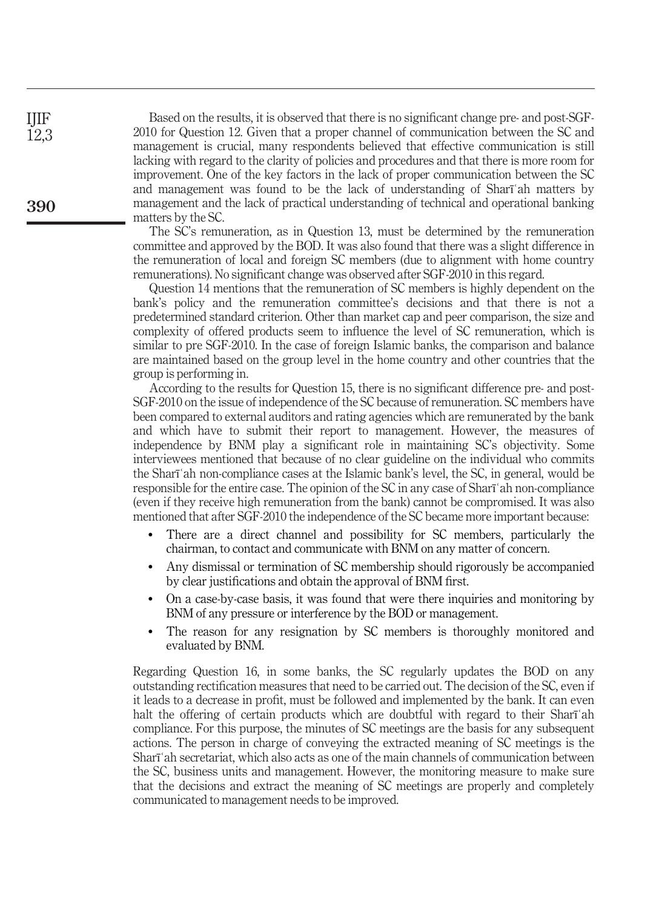Based on the results, it is observed that there is no significant change pre- and post-SGF-2010 for Question 12. Given that a proper channel of communication between the SC and management is crucial, many respondents believed that effective communication is still lacking with regard to the clarity of policies and procedures and that there is more room for improvement. One of the key factors in the lack of proper communication between the SC and management was found to be the lack of understanding of Sharīʿah matters by management and the lack of practical understanding of technical and operational banking matters by the SC.

The SC's remuneration, as in Question 13, must be determined by the remuneration committee and approved by the BOD. It was also found that there was a slight difference in the remuneration of local and foreign SC members (due to alignment with home country remunerations). No significant change was observed after SGF-2010 in this regard.

Question 14 mentions that the remuneration of SC members is highly dependent on the bank's policy and the remuneration committee's decisions and that there is not a predetermined standard criterion. Other than market cap and peer comparison, the size and complexity of offered products seem to influence the level of SC remuneration, which is similar to pre SGF-2010. In the case of foreign Islamic banks, the comparison and balance are maintained based on the group level in the home country and other countries that the group is performing in.

According to the results for Question 15, there is no significant difference pre- and post-SGF-2010 on the issue of independence of the SC because of remuneration. SC members have been compared to external auditors and rating agencies which are remunerated by the bank and which have to submit their report to management. However, the measures of independence by BNM play a significant role in maintaining SC's objectivity. Some interviewees mentioned that because of no clear guideline on the individual who commits the Sharīʿah non-compliance cases at the Islamic bank's level, the SC, in general, would be responsible for the entire case. The opinion of the SC in any case of Sharīʿah non-compliance (even if they receive high remuneration from the bank) cannot be compromised. It was also mentioned that after SGF-2010 the independence of the SC became more important because:

- There are a direct channel and possibility for SC members, particularly the chairman, to contact and communicate with BNM on any matter of concern.
- Any dismissal or termination of SC membership should rigorously be accompanied by clear justifications and obtain the approval of BNM first.
- On a case-by-case basis, it was found that were there inquiries and monitoring by BNM of any pressure or interference by the BOD or management.
- The reason for any resignation by SC members is thoroughly monitored and evaluated by BNM.

Regarding Question 16, in some banks, the SC regularly updates the BOD on any outstanding rectification measures that need to be carried out. The decision of the SC, even if it leads to a decrease in profit, must be followed and implemented by the bank. It can even halt the offering of certain products which are doubtful with regard to their Sharīʿah compliance. For this purpose, the minutes of SC meetings are the basis for any subsequent actions. The person in charge of conveying the extracted meaning of SC meetings is the Sharīʿah secretariat, which also acts as one of the main channels of communication between the SC, business units and management. However, the monitoring measure to make sure that the decisions and extract the meaning of SC meetings are properly and completely communicated to management needs to be improved.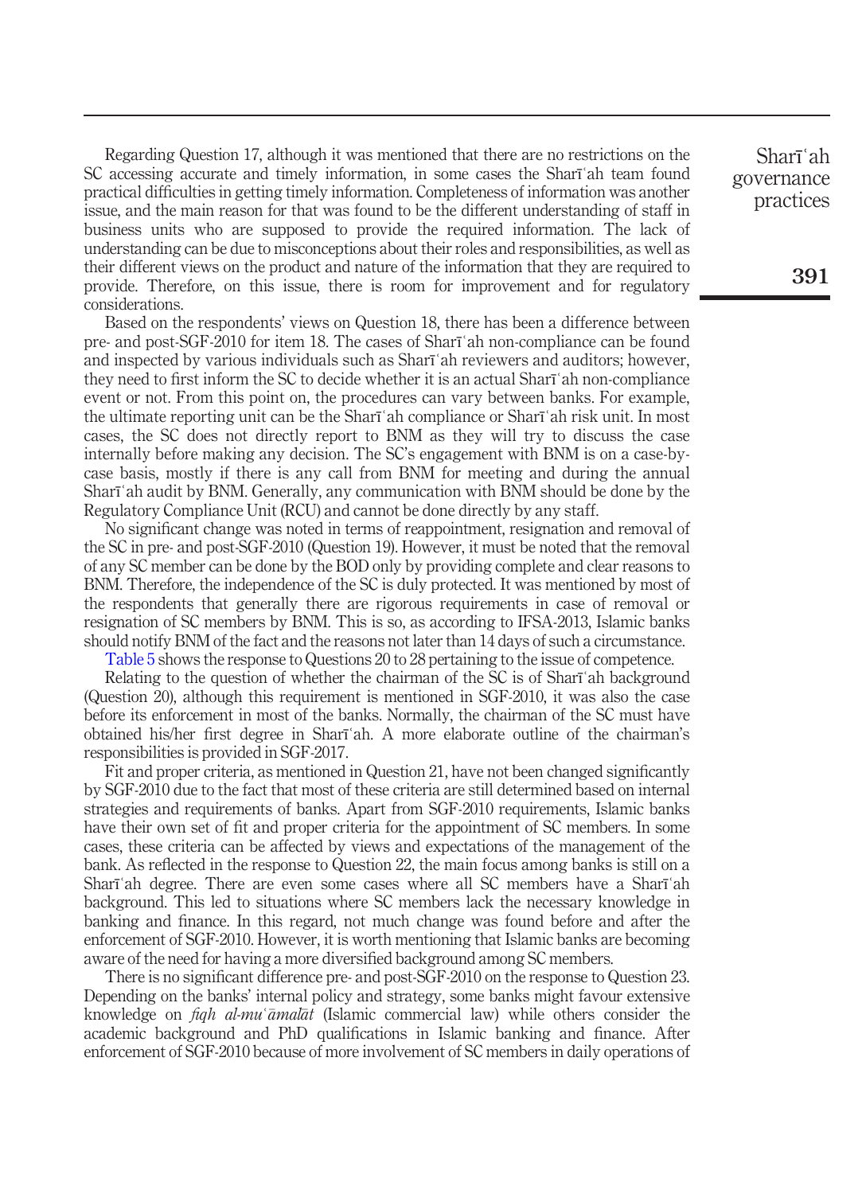Regarding Question 17, although it was mentioned that there are no restrictions on the SC accessing accurate and timely information, in some cases the Sharīʿah team found practical difficulties in getting timely information. Completeness of information was another issue, and the main reason for that was found to be the different understanding of staff in business units who are supposed to provide the required information. The lack of understanding can be due to misconceptions about their roles and responsibilities, as well as their different views on the product and nature of the information that they are required to provide. Therefore, on this issue, there is room for improvement and for regulatory considerations.

Based on the respondents' views on Question 18, there has been a difference between pre- and post-SGF-2010 for item 18. The cases of Sharīʿah non-compliance can be found and inspected by various individuals such as Sharīʿah reviewers and auditors; however, they need to first inform the SC to decide whether it is an actual Sharīʿah non-compliance event or not. From this point on, the procedures can vary between banks. For example, the ultimate reporting unit can be the Sharīʿah compliance or Sharīʿah risk unit. In most cases, the SC does not directly report to BNM as they will try to discuss the case internally before making any decision. The SC's engagement with BNM is on a case-by-case basis, mostly if there is any call from BNM for meeting and during the annual Sharīʿah audit by BNM. Generally, any communication with BNM should be done by the Regulatory Compliance Unit (RCU) and cannot be done directly by any staff.

No significant change was noted in terms of reappointment, resignation and removal of the SC in pre- and post-SGF-2010 (Question 19). However, it must be noted that the removal of any SC member can be done by the BOD only by providing complete and clear reasons to BNM. Therefore, the independence of the SC is duly protected. It was mentioned by most of the respondents that generally there are rigorous requirements in case of removal or resignation of SC members by BNM. This is so, as according to IFSA-2013, Islamic banks should notify BNM of the fact and the reasons not later than 14 days of such a circumstance.

Table 5 shows the response to Questions 20 to 28 pertaining to the issue of competence.

Relating to the question of whether the chairman of the SC is of Sharīʿah background (Question 20), although this requirement is mentioned in SGF-2010, it was also the case before its enforcement in most of the banks. Normally, the chairman of the SC must have obtained his/her first degree in Sharīʿah. A more elaborate outline of the chairman's responsibilities is provided in SGF-2017.

Fit and proper criteria, as mentioned in Question 21, have not been changed significantly by SGF-2010 due to the fact that most of these criteria are still determined based on internal strategies and requirements of banks. Apart from SGF-2010 requirements, Islamic banks have their own set of fit and proper criteria for the appointment of SC members. In some cases, these criteria can be affected by views and expectations of the management of the bank. As reflected in the response to Question 22, the main focus among banks is still on a Sharīʿah degree. There are even some cases where all SC members have a Sharīʿah background. This led to situations where SC members lack the necessary knowledge in banking and finance. In this regard, not much change was found before and after the enforcement of SGF-2010. However, it is worth mentioning that Islamic banks are becoming aware of the need for having a more diversified background among SC members.

There is no significant difference pre- and post-SGF-2010 on the response to Question 23. Depending on the banks' internal policy and strategy, some banks might favour extensive knowledge on *fiqh al-muʿāmalāt* (Islamic commercial law) while others consider the academic background and PhD qualifications in Islamic banking and finance. After enforcement of SGF-2010 because of more involvement of SC members in daily operations of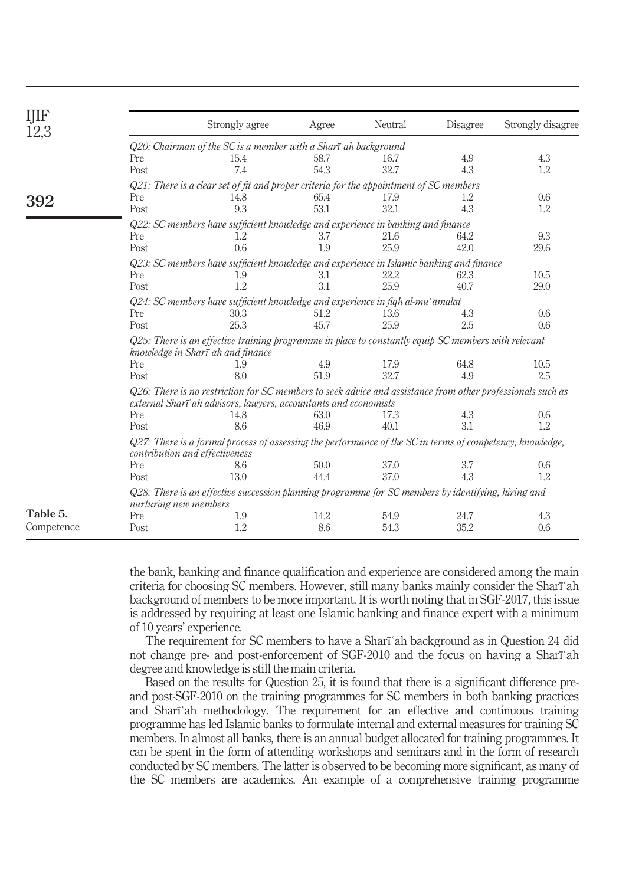| | Strongly agree | Agree | Neutral | Disagree | Strongly disagree |
|---|---|---|---|---|---|
| *Q20: Chairman of the SC is a member with a Sharīʿah background* | | | | | |
| Pre | 15.4 | 58.7 | 16.7 | 4.9 | 4.3 |
| Post | 7.4 | 54.3 | 32.7 | 4.3 | 1.2 |
| *Q21: There is a clear set of fit and proper criteria for the appointment of SC members* | | | | | |
| Pre | 14.8 | 65.4 | 17.9 | 1.2 | 0.6 |
| Post | 9.3 | 53.1 | 32.1 | 4.3 | 1.2 |
| *Q22: SC members have sufficient knowledge and experience in banking and finance* | | | | | |
| Pre | 1.2 | 3.7 | 21.6 | 64.2 | 9.3 |
| Post | 0.6 | 1.9 | 25.9 | 42.0 | 29.6 |
| *Q23: SC members have sufficient knowledge and experience in Islamic banking and finance* | | | | | |
| Pre | 1.9 | 3.1 | 22.2 | 62.3 | 10.5 |
| Post | 1.2 | 3.1 | 25.9 | 40.7 | 29.0 |
| *Q24: SC members have sufficient knowledge and experience in fiqh al-muʿāmalāt* | | | | | |
| Pre | 30.3 | 51.2 | 13.6 | 4.3 | 0.6 |
| Post | 25.3 | 45.7 | 25.9 | 2.5 | 0.6 |
| *Q25: There is an effective training programme in place to constantly equip SC members with relevant knowledge in Sharīʿah and finance* | | | | | |
| Pre | 1.9 | 4.9 | 17.9 | 64.8 | 10.5 |
| Post | 8.0 | 51.9 | 32.7 | 4.9 | 2.5 |
| *Q26: There is no restriction for SC members to seek advice and assistance from other professionals such as external Sharīʿah advisors, lawyers, accountants and economists* | | | | | |
| Pre | 14.8 | 63.0 | 17.3 | 4.3 | 0.6 |
| Post | 8.6 | 46.9 | 40.1 | 3.1 | 1.2 |
| *Q27: There is a formal process of assessing the performance of the SC in terms of competency, knowledge, contribution and effectiveness* | | | | | |
| Pre | 8.6 | 50.0 | 37.0 | 3.7 | 0.6 |
| Post | 13.0 | 44.4 | 37.0 | 4.3 | 1.2 |
| *Q28: There is an effective succession planning programme for SC members by identifying, hiring and nurturing new members* | | | | | |
| Pre | 1.9 | 14.2 | 54.9 | 24.7 | 4.3 |
| Post | 1.2 | 8.6 | 54.3 | 35.2 | 0.6 |

**Table 5.** Competence

the bank, banking and finance qualification and experience are considered among the main criteria for choosing SC members. However, still many banks mainly consider the Sharīʿah background of members to be more important. It is worth noting that in SGF-2017, this issue is addressed by requiring at least one Islamic banking and finance expert with a minimum of 10 years' experience.

The requirement for SC members to have a Sharīʿah background as in Question 24 did not change pre- and post-enforcement of SGF-2010 and the focus on having a Sharīʿah degree and knowledge is still the main criteria.

Based on the results for Question 25, it is found that there is a significant difference pre- and post-SGF-2010 on the training programmes for SC members in both banking practices and Sharīʿah methodology. The requirement for an effective and continuous training programme has led Islamic banks to formulate internal and external measures for training SC members. In almost all banks, there is an annual budget allocated for training programmes. It can be spent in the form of attending workshops and seminars and in the form of research conducted by SC members. The latter is observed to be becoming more significant, as many of the SC members are academics. An example of a comprehensive training programme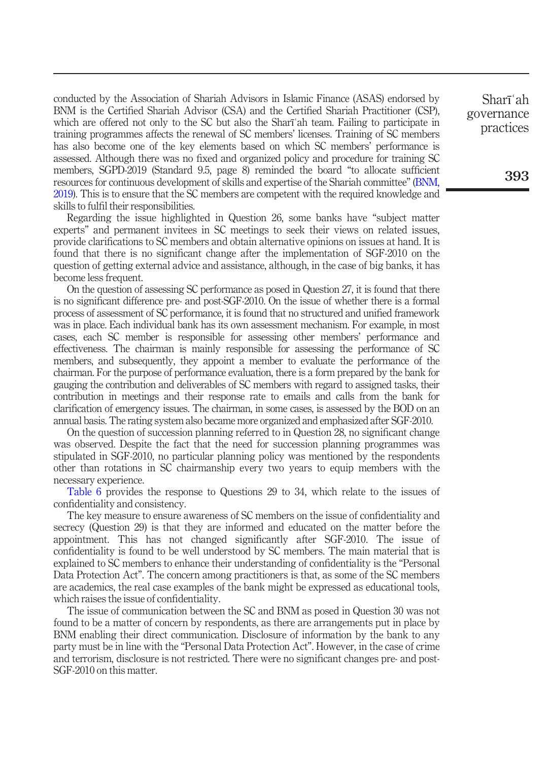conducted by the Association of Shariah Advisors in Islamic Finance (ASAS) endorsed by BNM is the Certified Shariah Advisor (CSA) and the Certified Shariah Practitioner (CSP), which are offered not only to the SC but also the Sharīʿah team. Failing to participate in training programmes affects the renewal of SC members' licenses. Training of SC members has also become one of the key elements based on which SC members' performance is assessed. Although there was no fixed and organized policy and procedure for training SC members, SGPD-2019 (Standard 9.5, page 8) reminded the board "to allocate sufficient resources for continuous development of skills and expertise of the Shariah committee" (BNM, 2019). This is to ensure that the SC members are competent with the required knowledge and skills to fulfil their responsibilities.

Regarding the issue highlighted in Question 26, some banks have "subject matter experts" and permanent invitees in SC meetings to seek their views on related issues, provide clarifications to SC members and obtain alternative opinions on issues at hand. It is found that there is no significant change after the implementation of SGF-2010 on the question of getting external advice and assistance, although, in the case of big banks, it has become less frequent.

On the question of assessing SC performance as posed in Question 27, it is found that there is no significant difference pre- and post-SGF-2010. On the issue of whether there is a formal process of assessment of SC performance, it is found that no structured and unified framework was in place. Each individual bank has its own assessment mechanism. For example, in most cases, each SC member is responsible for assessing other members' performance and effectiveness. The chairman is mainly responsible for assessing the performance of SC members, and subsequently, they appoint a member to evaluate the performance of the chairman. For the purpose of performance evaluation, there is a form prepared by the bank for gauging the contribution and deliverables of SC members with regard to assigned tasks, their contribution in meetings and their response rate to emails and calls from the bank for clarification of emergency issues. The chairman, in some cases, is assessed by the BOD on an annual basis. The rating system also became more organized and emphasized after SGF-2010.

On the question of succession planning referred to in Question 28, no significant change was observed. Despite the fact that the need for succession planning programmes was stipulated in SGF-2010, no particular planning policy was mentioned by the respondents other than rotations in SC chairmanship every two years to equip members with the necessary experience.

Table 6 provides the response to Questions 29 to 34, which relate to the issues of confidentiality and consistency.

The key measure to ensure awareness of SC members on the issue of confidentiality and secrecy (Question 29) is that they are informed and educated on the matter before the appointment. This has not changed significantly after SGF-2010. The issue of confidentiality is found to be well understood by SC members. The main material that is explained to SC members to enhance their understanding of confidentiality is the "Personal Data Protection Act". The concern among practitioners is that, as some of the SC members are academics, the real case examples of the bank might be expressed as educational tools, which raises the issue of confidentiality.

The issue of communication between the SC and BNM as posed in Question 30 was not found to be a matter of concern by respondents, as there are arrangements put in place by BNM enabling their direct communication. Disclosure of information by the bank to any party must be in line with the "Personal Data Protection Act". However, in the case of crime and terrorism, disclosure is not restricted. There were no significant changes pre- and post-SGF-2010 on this matter.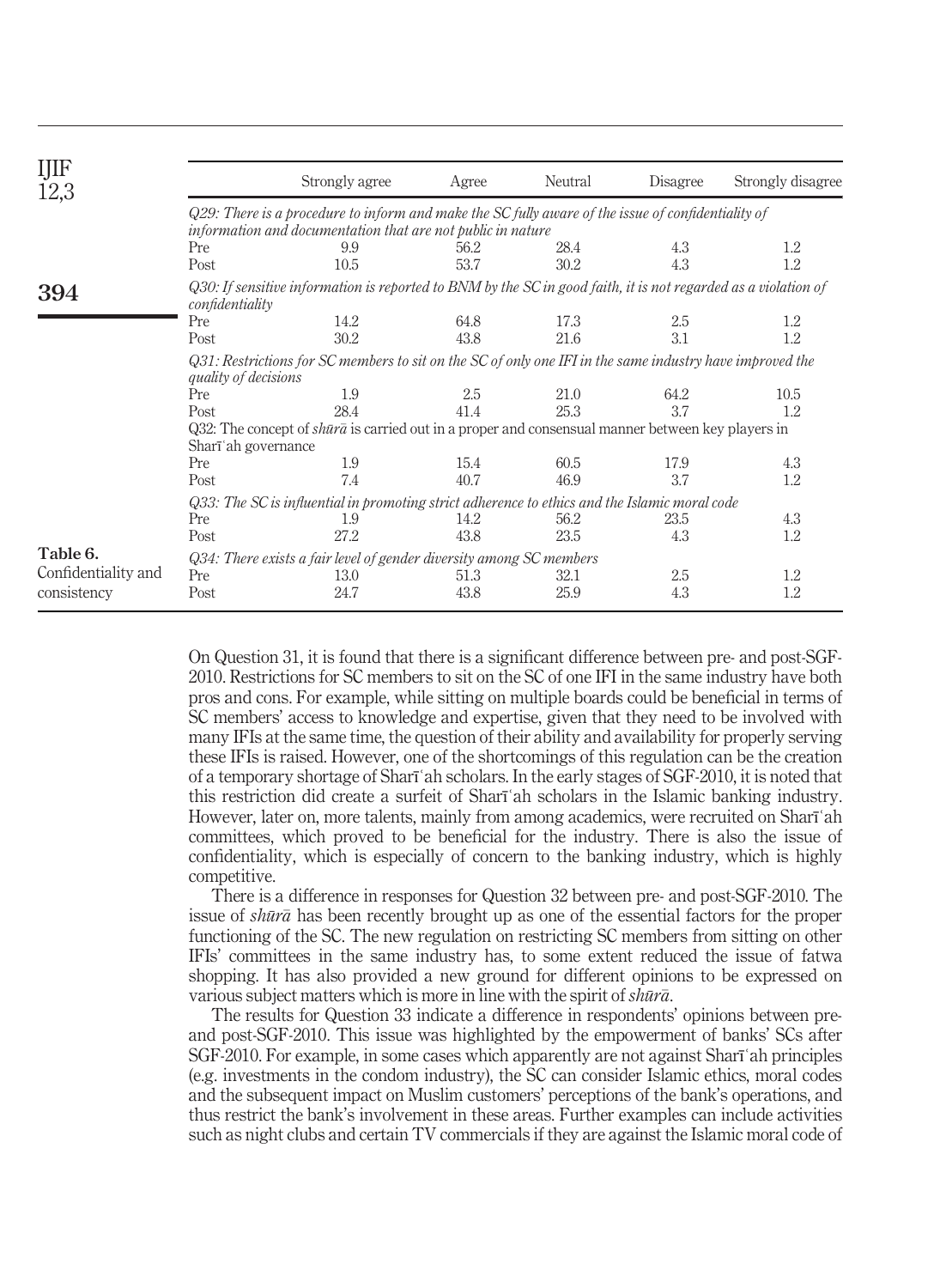**Table 6.** Confidentiality and consistency

| | Strongly agree | Agree | Neutral | Disagree | Strongly disagree |
|---|---|---|---|---|---|
| *Q29: There is a procedure to inform and make the SC fully aware of the issue of confidentiality of information and documentation that are not public in nature* | | | | | |
| Pre | 9.9 | 56.2 | 28.4 | 4.3 | 1.2 |
| Post | 10.5 | 53.7 | 30.2 | 4.3 | 1.2 |
| *Q30: If sensitive information is reported to BNM by the SC in good faith, it is not regarded as a violation of confidentiality* | | | | | |
| Pre | 14.2 | 64.8 | 17.3 | 2.5 | 1.2 |
| Post | 30.2 | 43.8 | 21.6 | 3.1 | 1.2 |
| *Q31: Restrictions for SC members to sit on the SC of only one IFI in the same industry have improved the quality of decisions* | | | | | |
| Pre | 1.9 | 2.5 | 21.0 | 64.2 | 10.5 |
| Post | 28.4 | 41.4 | 25.3 | 3.7 | 1.2 |
| Q32: The concept of *shūrā* is carried out in a proper and consensual manner between key players in Sharīʿah governance | | | | | |
| Pre | 1.9 | 15.4 | 60.5 | 17.9 | 4.3 |
| Post | 7.4 | 40.7 | 46.9 | 3.7 | 1.2 |
| *Q33: The SC is influential in promoting strict adherence to ethics and the Islamic moral code* | | | | | |
| Pre | 1.9 | 14.2 | 56.2 | 23.5 | 4.3 |
| Post | 27.2 | 43.8 | 23.5 | 4.3 | 1.2 |
| *Q34: There exists a fair level of gender diversity among SC members* | | | | | |
| Pre | 13.0 | 51.3 | 32.1 | 2.5 | 1.2 |
| Post | 24.7 | 43.8 | 25.9 | 4.3 | 1.2 |

On Question 31, it is found that there is a significant difference between pre- and post-SGF-2010. Restrictions for SC members to sit on the SC of one IFI in the same industry have both pros and cons. For example, while sitting on multiple boards could be beneficial in terms of SC members' access to knowledge and expertise, given that they need to be involved with many IFIs at the same time, the question of their ability and availability for properly serving these IFIs is raised. However, one of the shortcomings of this regulation can be the creation of a temporary shortage of Sharīʿah scholars. In the early stages of SGF-2010, it is noted that this restriction did create a surfeit of Sharīʿah scholars in the Islamic banking industry. However, later on, more talents, mainly from among academics, were recruited on Sharīʿah committees, which proved to be beneficial for the industry. There is also the issue of confidentiality, which is especially of concern to the banking industry, which is highly competitive.

There is a difference in responses for Question 32 between pre- and post-SGF-2010. The issue of *shūrā* has been recently brought up as one of the essential factors for the proper functioning of the SC. The new regulation on restricting SC members from sitting on other IFIs' committees in the same industry has, to some extent reduced the issue of fatwa shopping. It has also provided a new ground for different opinions to be expressed on various subject matters which is more in line with the spirit of *shūrā*.

The results for Question 33 indicate a difference in respondents' opinions between pre- and post-SGF-2010. This issue was highlighted by the empowerment of banks' SCs after SGF-2010. For example, in some cases which apparently are not against Sharīʿah principles (e.g. investments in the condom industry), the SC can consider Islamic ethics, moral codes and the subsequent impact on Muslim customers' perceptions of the bank's operations, and thus restrict the bank's involvement in these areas. Further examples can include activities such as night clubs and certain TV commercials if they are against the Islamic moral code of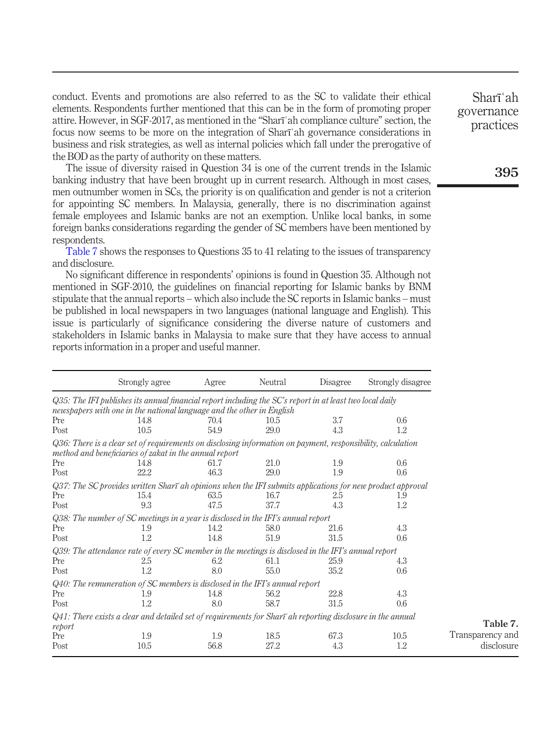conduct. Events and promotions are also referred to as the SC to validate their ethical elements. Respondents further mentioned that this can be in the form of promoting proper attire. However, in SGF-2017, as mentioned in the "Sharīʿah compliance culture" section, the focus now seems to be more on the integration of Sharīʿah governance considerations in business and risk strategies, as well as internal policies which fall under the prerogative of the BOD as the party of authority on these matters.

The issue of diversity raised in Question 34 is one of the current trends in the Islamic banking industry that have been brought up in current research. Although in most cases, men outnumber women in SCs, the priority is on qualification and gender is not a criterion for appointing SC members. In Malaysia, generally, there is no discrimination against female employees and Islamic banks are not an exemption. Unlike local banks, in some foreign banks considerations regarding the gender of SC members have been mentioned by respondents.

Table 7 shows the responses to Questions 35 to 41 relating to the issues of transparency and disclosure.

No significant difference in respondents' opinions is found in Question 35. Although not mentioned in SGF-2010, the guidelines on financial reporting for Islamic banks by BNM stipulate that the annual reports – which also include the SC reports in Islamic banks – must be published in local newspapers in two languages (national language and English). This issue is particularly of significance considering the diverse nature of customers and stakeholders in Islamic banks in Malaysia to make sure that they have access to annual reports information in a proper and useful manner.

| | Strongly agree | Agree | Neutral | Disagree | Strongly disagree |
|---|---|---|---|---|---|
| *Q35: The IFI publishes its annual financial report including the SC's report in at least two local daily newspapers with one in the national language and the other in English* | | | | | |
| Pre | 14.8 | 70.4 | 10.5 | 3.7 | 0.6 |
| Post | 10.5 | 54.9 | 29.0 | 4.3 | 1.2 |
| *Q36: There is a clear set of requirements on disclosing information on payment, responsibility, calculation method and beneficiaries of zakat in the annual report* | | | | | |
| Pre | 14.8 | 61.7 | 21.0 | 1.9 | 0.6 |
| Post | 22.2 | 46.3 | 29.0 | 1.9 | 0.6 |
| *Q37: The SC provides written Sharīʿah opinions when the IFI submits applications for new product approval* | | | | | |
| Pre | 15.4 | 63.5 | 16.7 | 2.5 | 1.9 |
| Post | 9.3 | 47.5 | 37.7 | 4.3 | 1.2 |
| *Q38: The number of SC meetings in a year is disclosed in the IFI's annual report* | | | | | |
| Pre | 1.9 | 14.2 | 58.0 | 21.6 | 4.3 |
| Post | 1.2 | 14.8 | 51.9 | 31.5 | 0.6 |
| *Q39: The attendance rate of every SC member in the meetings is disclosed in the IFI's annual report* | | | | | |
| Pre | 2.5 | 6.2 | 61.1 | 25.9 | 4.3 |
| Post | 1.2 | 8.0 | 55.0 | 35.2 | 0.6 |
| *Q40: The remuneration of SC members is disclosed in the IFI's annual report* | | | | | |
| Pre | 1.9 | 14.8 | 56.2 | 22.8 | 4.3 |
| Post | 1.2 | 8.0 | 58.7 | 31.5 | 0.6 |
| *Q41: There exists a clear and detailed set of requirements for Sharīʿah reporting disclosure in the annual report* | | | | | |
| Pre | 1.9 | 1.9 | 18.5 | 67.3 | 10.5 |
| Post | 10.5 | 56.8 | 27.2 | 4.3 | 1.2 |

**Table 7.** Transparency and disclosure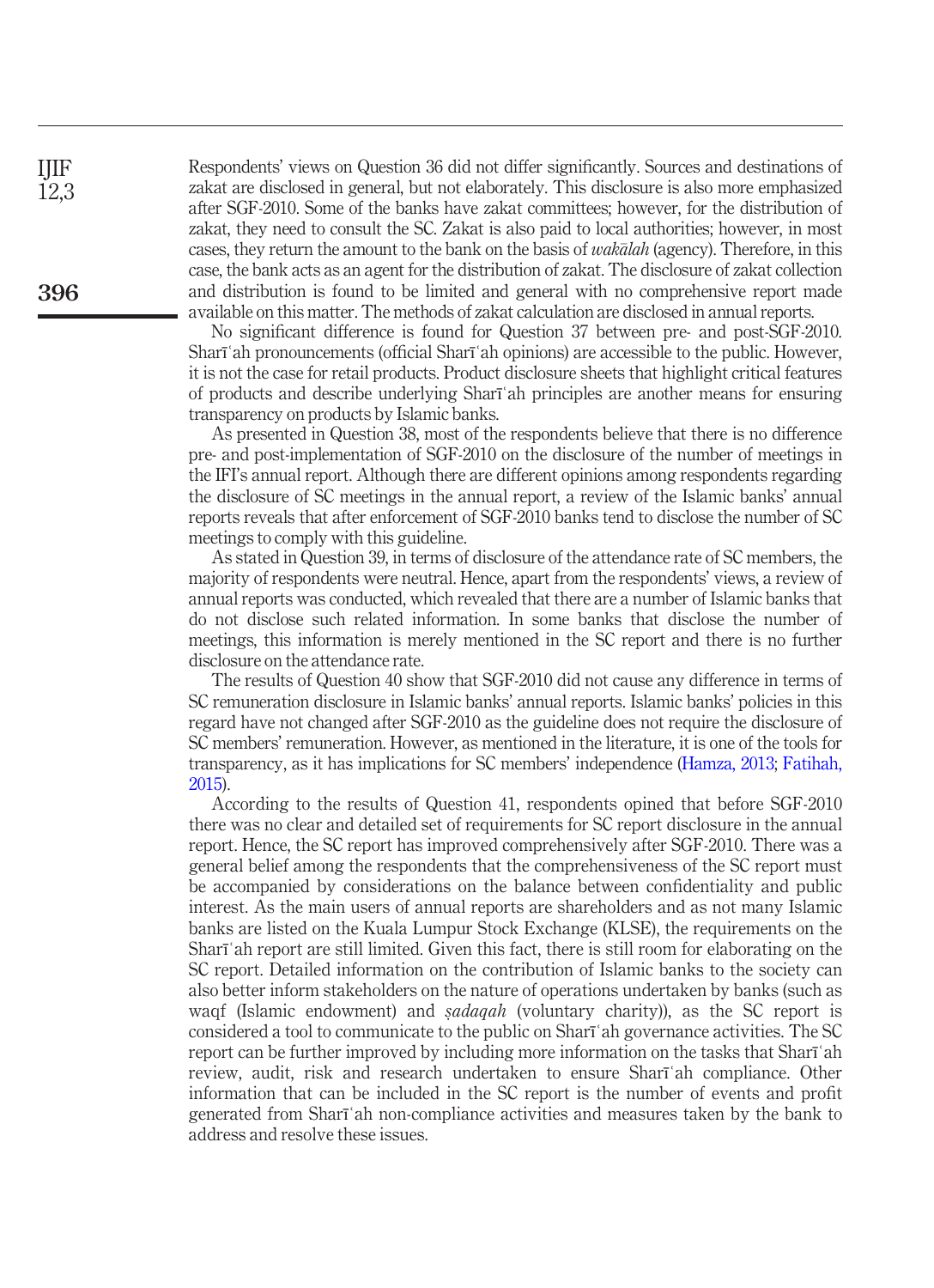Respondents' views on Question 36 did not differ significantly. Sources and destinations of zakat are disclosed in general, but not elaborately. This disclosure is also more emphasized after SGF-2010. Some of the banks have zakat committees; however, for the distribution of zakat, they need to consult the SC. Zakat is also paid to local authorities; however, in most cases, they return the amount to the bank on the basis of *wakālah* (agency). Therefore, in this case, the bank acts as an agent for the distribution of zakat. The disclosure of zakat collection and distribution is found to be limited and general with no comprehensive report made available on this matter. The methods of zakat calculation are disclosed in annual reports.

No significant difference is found for Question 37 between pre- and post-SGF-2010. Sharīʿah pronouncements (official Sharīʿah opinions) are accessible to the public. However, it is not the case for retail products. Product disclosure sheets that highlight critical features of products and describe underlying Sharīʿah principles are another means for ensuring transparency on products by Islamic banks.

As presented in Question 38, most of the respondents believe that there is no difference pre- and post-implementation of SGF-2010 on the disclosure of the number of meetings in the IFI's annual report. Although there are different opinions among respondents regarding the disclosure of SC meetings in the annual report, a review of the Islamic banks' annual reports reveals that after enforcement of SGF-2010 banks tend to disclose the number of SC meetings to comply with this guideline.

As stated in Question 39, in terms of disclosure of the attendance rate of SC members, the majority of respondents were neutral. Hence, apart from the respondents' views, a review of annual reports was conducted, which revealed that there are a number of Islamic banks that do not disclose such related information. In some banks that disclose the number of meetings, this information is merely mentioned in the SC report and there is no further disclosure on the attendance rate.

The results of Question 40 show that SGF-2010 did not cause any difference in terms of SC remuneration disclosure in Islamic banks' annual reports. Islamic banks' policies in this regard have not changed after SGF-2010 as the guideline does not require the disclosure of SC members' remuneration. However, as mentioned in the literature, it is one of the tools for transparency, as it has implications for SC members' independence (Hamza, 2013; Fatihah, 2015).

According to the results of Question 41, respondents opined that before SGF-2010 there was no clear and detailed set of requirements for SC report disclosure in the annual report. Hence, the SC report has improved comprehensively after SGF-2010. There was a general belief among the respondents that the comprehensiveness of the SC report must be accompanied by considerations on the balance between confidentiality and public interest. As the main users of annual reports are shareholders and as not many Islamic banks are listed on the Kuala Lumpur Stock Exchange (KLSE), the requirements on the Sharīʿah report are still limited. Given this fact, there is still room for elaborating on the SC report. Detailed information on the contribution of Islamic banks to the society can also better inform stakeholders on the nature of operations undertaken by banks (such as waqf (Islamic endowment) and *ṣadaqah* (voluntary charity)), as the SC report is considered a tool to communicate to the public on Sharīʿah governance activities. The SC report can be further improved by including more information on the tasks that Sharīʿah review, audit, risk and research undertaken to ensure Sharīʿah compliance. Other information that can be included in the SC report is the number of events and profit generated from Sharīʿah non-compliance activities and measures taken by the bank to address and resolve these issues.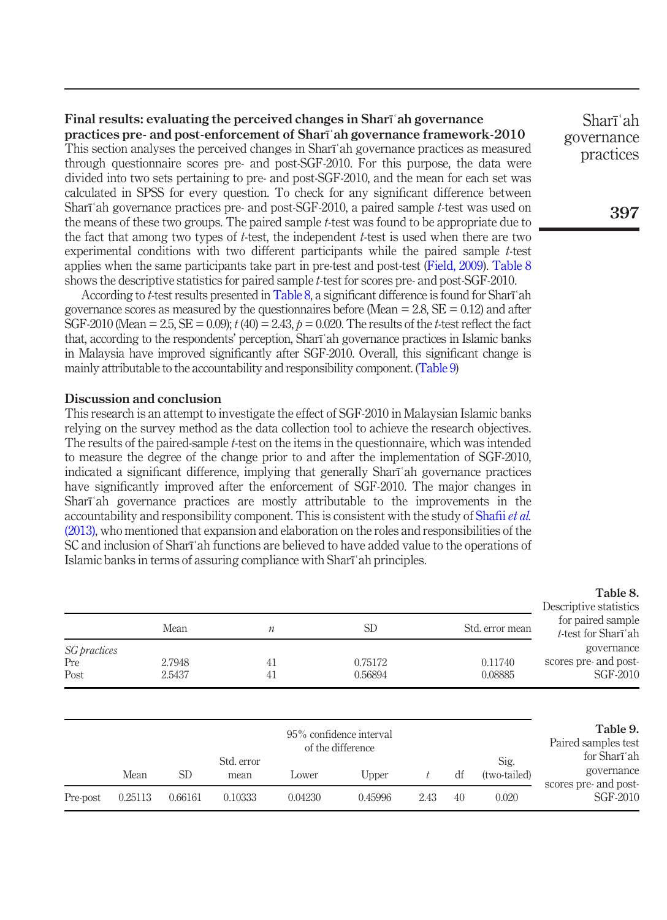### Final results: evaluating the perceived changes in Sharīʿah governance practices pre- and post-enforcement of Sharīʿah governance framework-2010

This section analyses the perceived changes in Sharīʿah governance practices as measured through questionnaire scores pre- and post-SGF-2010. For this purpose, the data were divided into two sets pertaining to pre- and post-SGF-2010, and the mean for each set was calculated in SPSS for every question. To check for any significant difference between Sharīʿah governance practices pre- and post-SGF-2010, a paired sample *t*-test was used on the means of these two groups. The paired sample *t*-test was found to be appropriate due to the fact that among two types of *t*-test, the independent *t*-test is used when there are two experimental conditions with two different participants while the paired sample *t*-test applies when the same participants take part in pre-test and post-test (Field, 2009). Table 8 shows the descriptive statistics for paired sample *t*-test for scores pre- and post-SGF-2010.

According to *t*-test results presented in Table 8, a significant difference is found for Sharīʿah governance scores as measured by the questionnaires before (Mean = 2.8, SE = 0.12) and after SGF-2010 (Mean = 2.5, SE = 0.09); $t(40) = 2.43$, $p = 0.020$. The results of the *t*-test reflect the fact that, according to the respondents' perception, Sharīʿah governance practices in Islamic banks in Malaysia have improved significantly after SGF-2010. Overall, this significant change is mainly attributable to the accountability and responsibility component. (Table 9)

## Discussion and conclusion

This research is an attempt to investigate the effect of SGF-2010 in Malaysian Islamic banks relying on the survey method as the data collection tool to achieve the research objectives. The results of the paired-sample *t*-test on the items in the questionnaire, which was intended to measure the degree of the change prior to and after the implementation of SGF-2010, indicated a significant difference, implying that generally Sharīʿah governance practices have significantly improved after the enforcement of SGF-2010. The major changes in Sharīʿah governance practices are mostly attributable to the improvements in the accountability and responsibility component. This is consistent with the study of Shafii *et al.* (2013), who mentioned that expansion and elaboration on the roles and responsibilities of the SC and inclusion of Sharīʿah functions are believed to have added value to the operations of Islamic banks in terms of assuring compliance with Sharīʿah principles.

**Table 8.** Descriptive statistics for paired sample *t*-test for Sharīʿah governance scores pre- and post-SGF-2010

| | Mean | *n* | SD | Std. error mean |
|---|---|---|---|---|
| *SG practices* | | | | |
| Pre | 2.7948 | 41 | 0.75172 | 0.11740 |
| Post | 2.5437 | 41 | 0.56894 | 0.08885 |

**Table 9.** Paired samples test for Sharīʿah governance scores pre- and post-SGF-2010

| | | | | 95% confidence interval of the difference | | | | |
|---|---|---|---|---|---|---|---|---|
| | Mean | SD | Std. error mean | Lower | Upper | *t* | df | Sig. (two-tailed) |
| Pre-post | 0.25113 | 0.66161 | 0.10333 | 0.04230 | 0.45996 | 2.43 | 40 | 0.020 |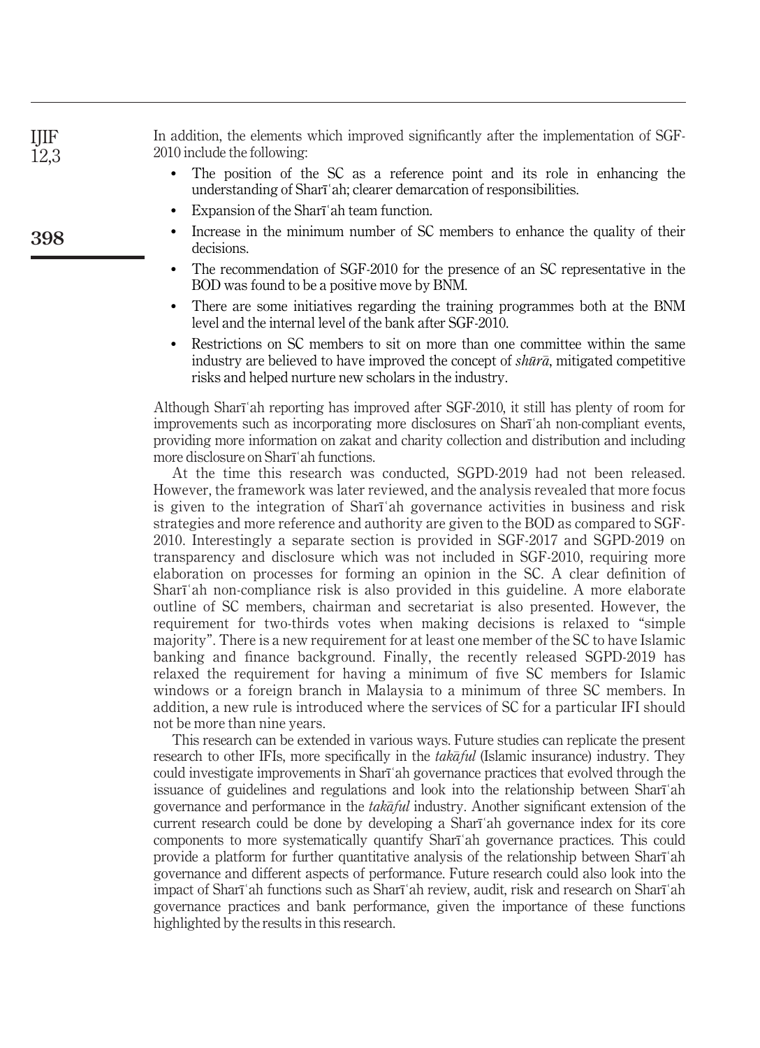In addition, the elements which improved significantly after the implementation of SGF-2010 include the following:

- The position of the SC as a reference point and its role in enhancing the understanding of Sharīʿah; clearer demarcation of responsibilities.
- Expansion of the Sharīʿah team function.
- Increase in the minimum number of SC members to enhance the quality of their decisions.
- The recommendation of SGF-2010 for the presence of an SC representative in the BOD was found to be a positive move by BNM.
- There are some initiatives regarding the training programmes both at the BNM level and the internal level of the bank after SGF-2010.
- Restrictions on SC members to sit on more than one committee within the same industry are believed to have improved the concept of *shūrā*, mitigated competitive risks and helped nurture new scholars in the industry.

Although Sharīʿah reporting has improved after SGF-2010, it still has plenty of room for improvements such as incorporating more disclosures on Sharīʿah non-compliant events, providing more information on zakat and charity collection and distribution and including more disclosure on Sharīʿah functions.

At the time this research was conducted, SGPD-2019 had not been released. However, the framework was later reviewed, and the analysis revealed that more focus is given to the integration of Sharīʿah governance activities in business and risk strategies and more reference and authority are given to the BOD as compared to SGF-2010. Interestingly a separate section is provided in SGF-2017 and SGPD-2019 on transparency and disclosure which was not included in SGF-2010, requiring more elaboration on processes for forming an opinion in the SC. A clear definition of Sharīʿah non-compliance risk is also provided in this guideline. A more elaborate outline of SC members, chairman and secretariat is also presented. However, the requirement for two-thirds votes when making decisions is relaxed to "simple majority". There is a new requirement for at least one member of the SC to have Islamic banking and finance background. Finally, the recently released SGPD-2019 has relaxed the requirement for having a minimum of five SC members for Islamic windows or a foreign branch in Malaysia to a minimum of three SC members. In addition, a new rule is introduced where the services of SC for a particular IFI should not be more than nine years.

This research can be extended in various ways. Future studies can replicate the present research to other IFIs, more specifically in the *takāful* (Islamic insurance) industry. They could investigate improvements in Sharīʿah governance practices that evolved through the issuance of guidelines and regulations and look into the relationship between Sharīʿah governance and performance in the *takāful* industry. Another significant extension of the current research could be done by developing a Sharīʿah governance index for its core components to more systematically quantify Sharīʿah governance practices. This could provide a platform for further quantitative analysis of the relationship between Sharīʿah governance and different aspects of performance. Future research could also look into the impact of Sharīʿah functions such as Sharīʿah review, audit, risk and research on Sharīʿah governance practices and bank performance, given the importance of these functions highlighted by the results in this research.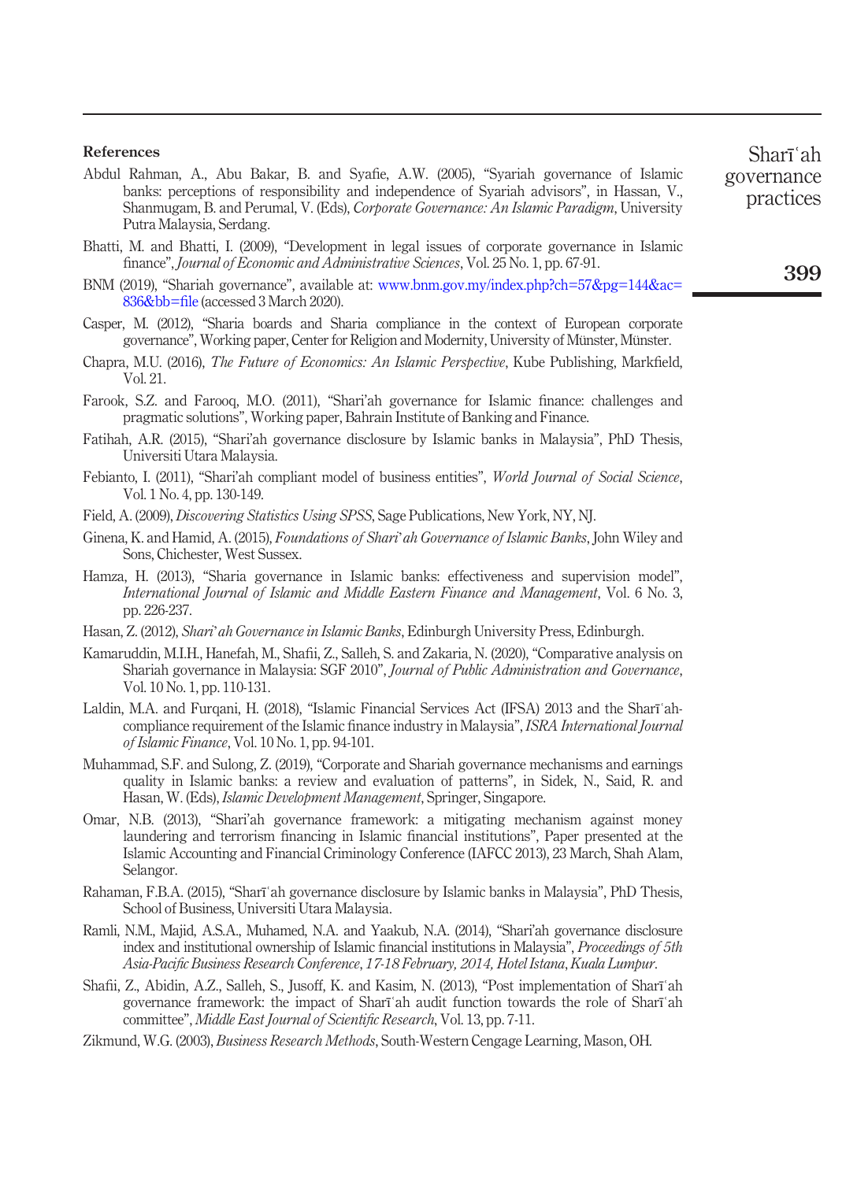## References

Abdul Rahman, A., Abu Bakar, B. and Syafie, A.W. (2005), "Syariah governance of Islamic banks: perceptions of responsibility and independence of Syariah advisors", in Hassan, V., Shanmugam, B. and Perumal, V. (Eds), *Corporate Governance: An Islamic Paradigm*, University Putra Malaysia, Serdang.

Bhatti, M. and Bhatti, I. (2009), "Development in legal issues of corporate governance in Islamic finance", *Journal of Economic and Administrative Sciences*, Vol. 25 No. 1, pp. 67-91.

BNM (2019), "Shariah governance", available at: www.bnm.gov.my/index.php?ch=57&pg=144&ac=836&bb=file (accessed 3 March 2020).

Casper, M. (2012), "Sharia boards and Sharia compliance in the context of European corporate governance", Working paper, Center for Religion and Modernity, University of Münster, Münster.

Chapra, M.U. (2016), *The Future of Economics: An Islamic Perspective*, Kube Publishing, Markfield, Vol. 21.

Farook, S.Z. and Farooq, M.O. (2011), "Shari'ah governance for Islamic finance: challenges and pragmatic solutions", Working paper, Bahrain Institute of Banking and Finance.

Fatihah, A.R. (2015), "Shari'ah governance disclosure by Islamic banks in Malaysia", PhD Thesis, Universiti Utara Malaysia.

Febianto, I. (2011), "Shari'ah compliant model of business entities", *World Journal of Social Science*, Vol. 1 No. 4, pp. 130-149.

Field, A. (2009), *Discovering Statistics Using SPSS*, Sage Publications, New York, NY, NJ.

Ginena, K. and Hamid, A. (2015), *Foundations of Shari'ah Governance of Islamic Banks*, John Wiley and Sons, Chichester, West Sussex.

Hamza, H. (2013), "Sharia governance in Islamic banks: effectiveness and supervision model", *International Journal of Islamic and Middle Eastern Finance and Management*, Vol. 6 No. 3, pp. 226-237.

Hasan, Z. (2012), *Shari'ah Governance in Islamic Banks*, Edinburgh University Press, Edinburgh.

Kamaruddin, M.I.H., Hanefah, M., Shafii, Z., Salleh, S. and Zakaria, N. (2020), "Comparative analysis on Shariah governance in Malaysia: SGF 2010", *Journal of Public Administration and Governance*, Vol. 10 No. 1, pp. 110-131.

Laldin, M.A. and Furqani, H. (2018), "Islamic Financial Services Act (IFSA) 2013 and the Sharīʿah-compliance requirement of the Islamic finance industry in Malaysia", *ISRA International Journal of Islamic Finance*, Vol. 10 No. 1, pp. 94-101.

Muhammad, S.F. and Sulong, Z. (2019), "Corporate and Shariah governance mechanisms and earnings quality in Islamic banks: a review and evaluation of patterns", in Sidek, N., Said, R. and Hasan, W. (Eds), *Islamic Development Management*, Springer, Singapore.

Omar, N.B. (2013), "Shari'ah governance framework: a mitigating mechanism against money laundering and terrorism financing in Islamic financial institutions", Paper presented at the Islamic Accounting and Financial Criminology Conference (IAFCC 2013), 23 March, Shah Alam, Selangor.

Rahaman, F.B.A. (2015), "Sharīʿah governance disclosure by Islamic banks in Malaysia", PhD Thesis, School of Business, Universiti Utara Malaysia.

Ramli, N.M., Majid, A.S.A., Muhamed, N.A. and Yaakub, N.A. (2014), "Shari'ah governance disclosure index and institutional ownership of Islamic financial institutions in Malaysia", *Proceedings of 5th Asia-Pacific Business Research Conference, 17-18 February, 2014, Hotel Istana, Kuala Lumpur*.

Shafii, Z., Abidin, A.Z., Salleh, S., Jusoff, K. and Kasim, N. (2013), "Post implementation of Sharīʿah governance framework: the impact of Sharīʿah audit function towards the role of Sharīʿah committee", *Middle East Journal of Scientific Research*, Vol. 13, pp. 7-11.

Zikmund, W.G. (2003), *Business Research Methods*, South-Western Cengage Learning, Mason, OH.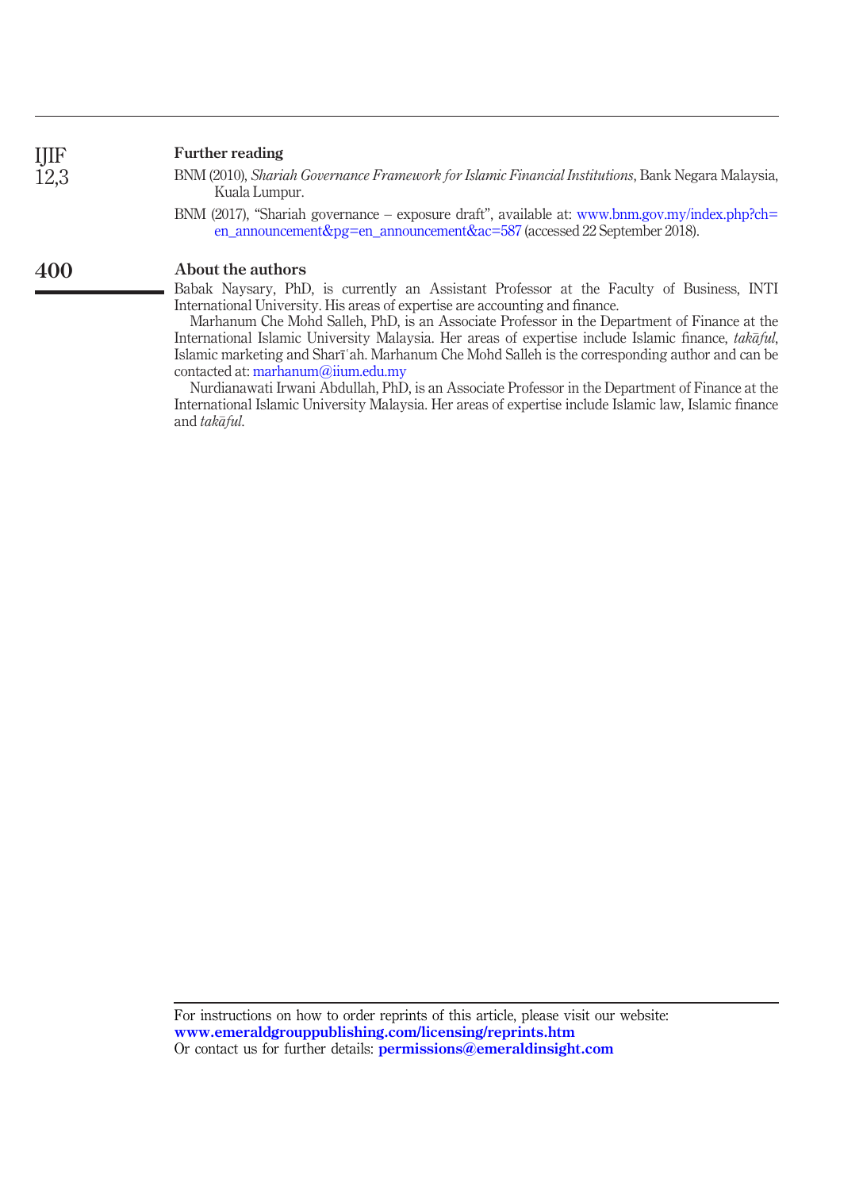## Further reading

BNM (2010), *Shariah Governance Framework for Islamic Financial Institutions*, Bank Negara Malaysia, Kuala Lumpur.

BNM (2017), "Shariah governance – exposure draft", available at: www.bnm.gov.my/index.php?ch=en_announcement&pg=en_announcement&ac=587 (accessed 22 September 2018).

## About the authors

Babak Naysary, PhD, is currently an Assistant Professor at the Faculty of Business, INTI International University. His areas of expertise are accounting and finance.

Marhanum Che Mohd Salleh, PhD, is an Associate Professor in the Department of Finance at the International Islamic University Malaysia. Her areas of expertise include Islamic finance, *takāful*, Islamic marketing and Sharīʿah. Marhanum Che Mohd Salleh is the corresponding author and can be contacted at: marhanum@iium.edu.my

Nurdianawati Irwani Abdullah, PhD, is an Associate Professor in the Department of Finance at the International Islamic University Malaysia. Her areas of expertise include Islamic law, Islamic finance and *takāful*.

For instructions on how to order reprints of this article, please visit our website:
**www.emeraldgrouppublishing.com/licensing/reprints.htm**
Or contact us for further details: **permissions@emeraldinsight.com**